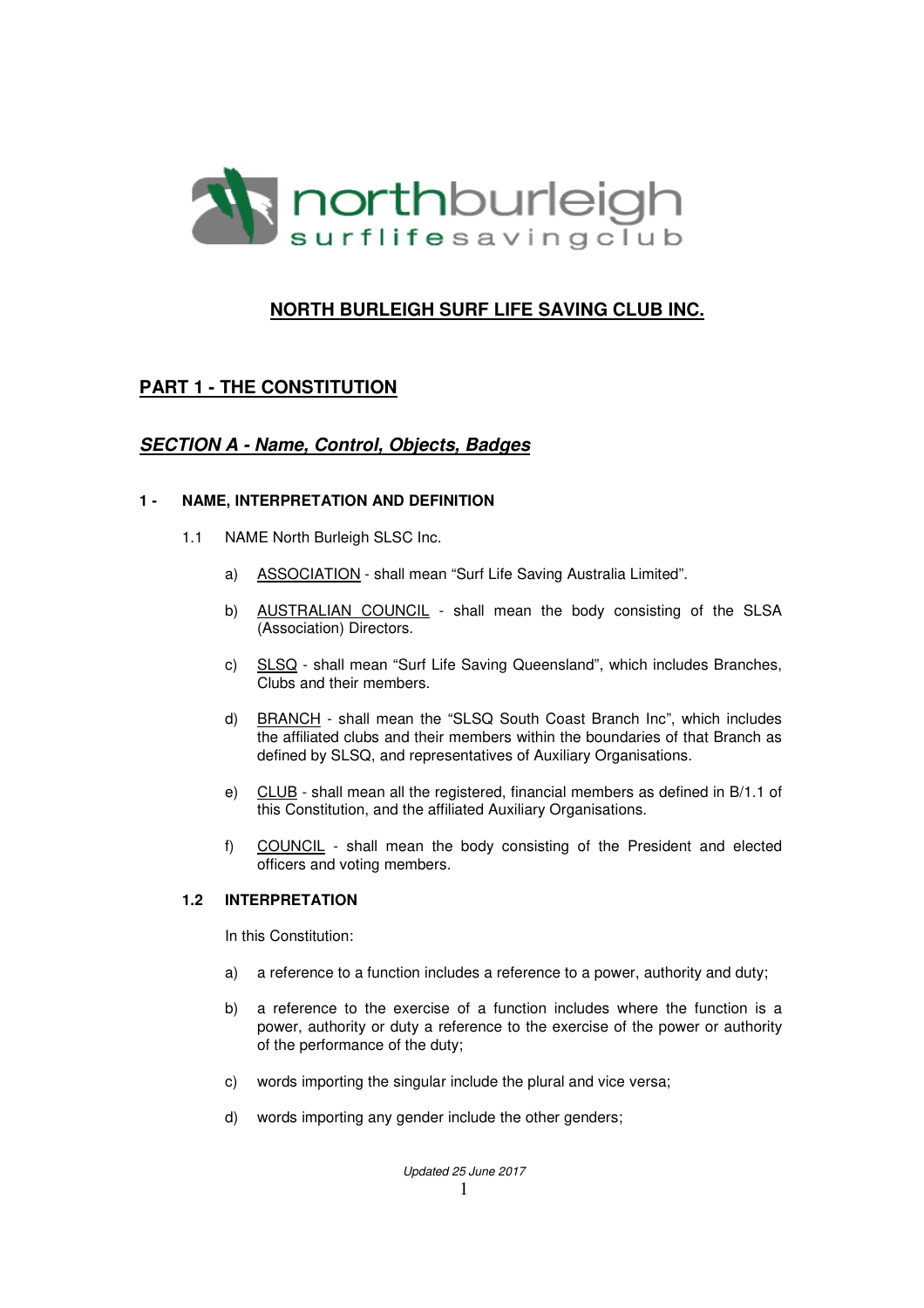# NORTH BURLEIGH SURF LIFE SAVING CLUB INC.

## PART 1 - THE CONSTITUTION

### *SECTION A - Name, Control, Objects, Badges*

#### 1 - NAME, INTERPRETATION AND DEFINITION

1.1 NAME North Burleigh SLSC Inc.

a) ASSOCIATION - shall mean "Surf Life Saving Australia Limited".

b) AUSTRALIAN COUNCIL - shall mean the body consisting of the SLSA (Association) Directors.

c) SLSQ - shall mean "Surf Life Saving Queensland", which includes Branches, Clubs and their members.

d) BRANCH - shall mean the "SLSQ South Coast Branch Inc", which includes the affiliated clubs and their members within the boundaries of that Branch as defined by SLSQ, and representatives of Auxiliary Organisations.

e) CLUB - shall mean all the registered, financial members as defined in B/1.1 of this Constitution, and the affiliated Auxiliary Organisations.

f) COUNCIL - shall mean the body consisting of the President and elected officers and voting members.

**1.2 INTERPRETATION**

In this Constitution:

a) a reference to a function includes a reference to a power, authority and duty;

b) a reference to the exercise of a function includes where the function is a power, authority or duty a reference to the exercise of the power or authority of the performance of the duty;

c) words importing the singular include the plural and vice versa;

d) words importing any gender include the other genders;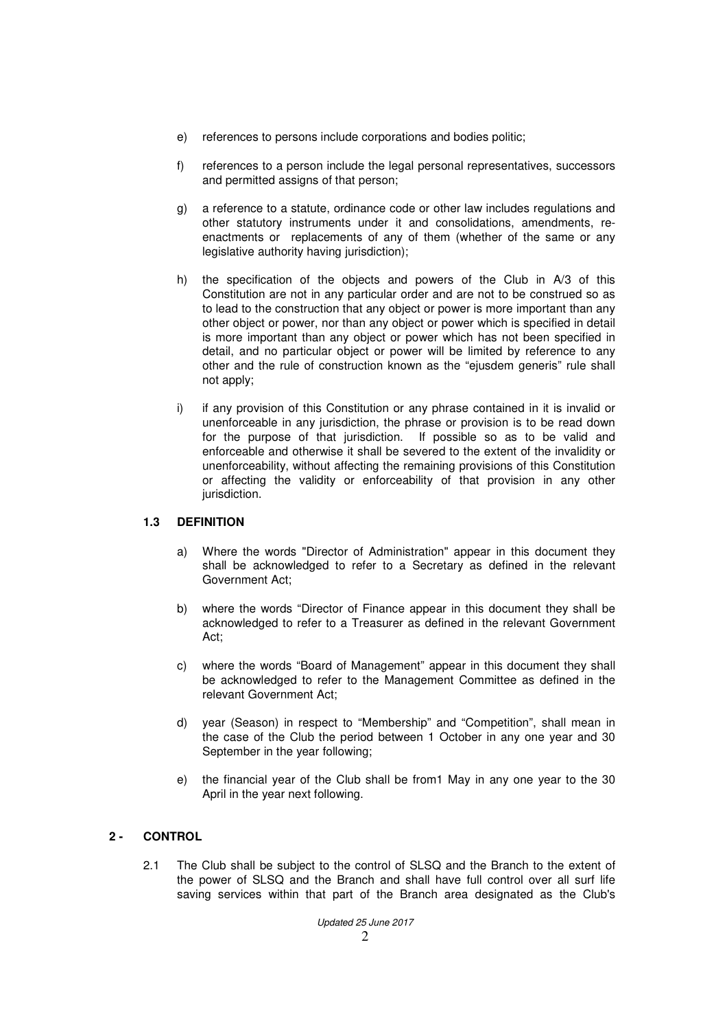e) references to persons include corporations and bodies politic;

f) references to a person include the legal personal representatives, successors and permitted assigns of that person;

g) a reference to a statute, ordinance code or other law includes regulations and other statutory instruments under it and consolidations, amendments, re-enactments or replacements of any of them (whether of the same or any legislative authority having jurisdiction);

h) the specification of the objects and powers of the Club in A/3 of this Constitution are not in any particular order and are not to be construed so as to lead to the construction that any object or power is more important than any other object or power, nor than any object or power which is specified in detail is more important than any object or power which has not been specified in detail, and no particular object or power will be limited by reference to any other and the rule of construction known as the "ejusdem generis" rule shall not apply;

i) if any provision of this Constitution or any phrase contained in it is invalid or unenforceable in any jurisdiction, the phrase or provision is to be read down for the purpose of that jurisdiction. If possible so as to be valid and enforceable and otherwise it shall be severed to the extent of the invalidity or unenforceability, without affecting the remaining provisions of this Constitution or affecting the validity or enforceability of that provision in any other jurisdiction.

### 1.3 DEFINITION

a) Where the words "Director of Administration" appear in this document they shall be acknowledged to refer to a Secretary as defined in the relevant Government Act;

b) where the words "Director of Finance appear in this document they shall be acknowledged to refer to a Treasurer as defined in the relevant Government Act;

c) where the words "Board of Management" appear in this document they shall be acknowledged to refer to the Management Committee as defined in the relevant Government Act;

d) year (Season) in respect to "Membership" and "Competition", shall mean in the case of the Club the period between 1 October in any one year and 30 September in the year following;

e) the financial year of the Club shall be from1 May in any one year to the 30 April in the year next following.

## 2 - CONTROL

2.1 The Club shall be subject to the control of SLSQ and the Branch to the extent of the power of SLSQ and the Branch and shall have full control over all surf life saving services within that part of the Branch area designated as the Club's

*Updated 25 June 2017*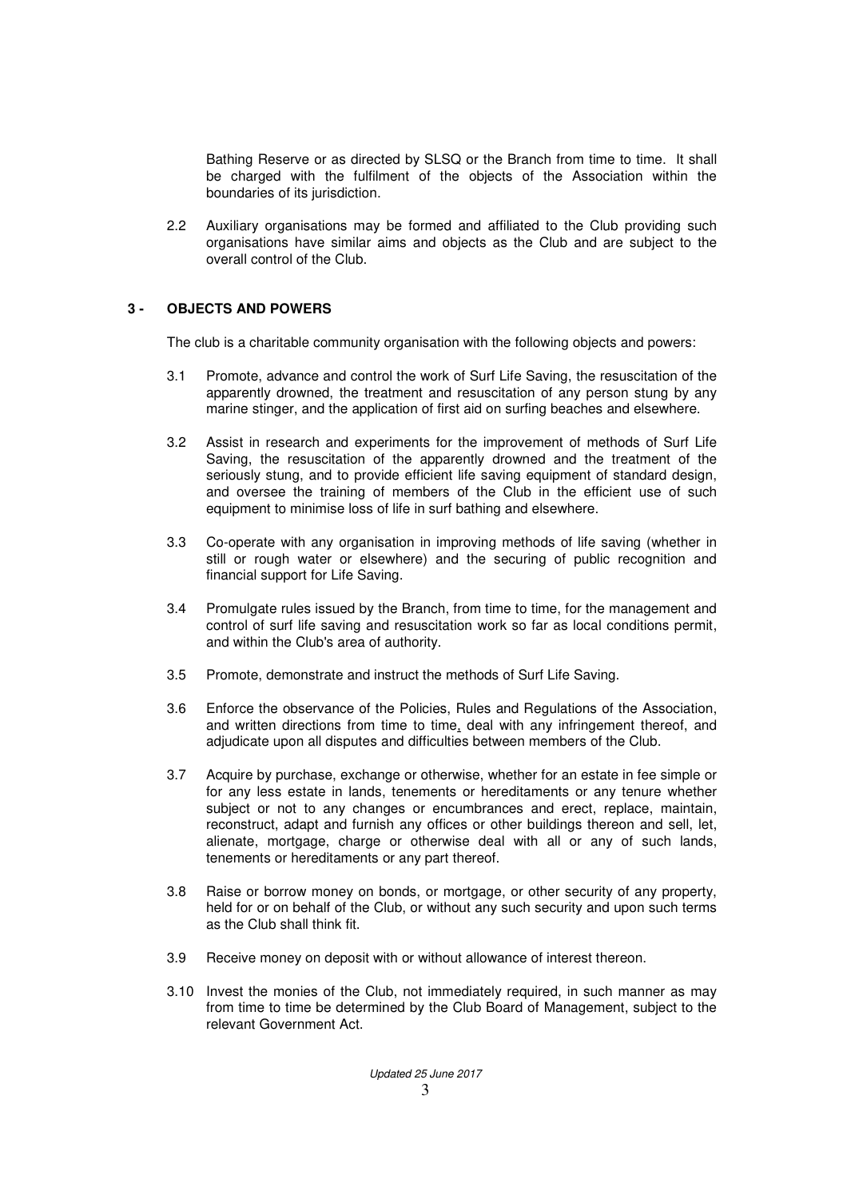Bathing Reserve or as directed by SLSQ or the Branch from time to time. It shall be charged with the fulfilment of the objects of the Association within the boundaries of its jurisdiction.

2.2 Auxiliary organisations may be formed and affiliated to the Club providing such organisations have similar aims and objects as the Club and are subject to the overall control of the Club.

## 3 - OBJECTS AND POWERS

The club is a charitable community organisation with the following objects and powers:

3.1 Promote, advance and control the work of Surf Life Saving, the resuscitation of the apparently drowned, the treatment and resuscitation of any person stung by any marine stinger, and the application of first aid on surfing beaches and elsewhere.

3.2 Assist in research and experiments for the improvement of methods of Surf Life Saving, the resuscitation of the apparently drowned and the treatment of the seriously stung, and to provide efficient life saving equipment of standard design, and oversee the training of members of the Club in the efficient use of such equipment to minimise loss of life in surf bathing and elsewhere.

3.3 Co-operate with any organisation in improving methods of life saving (whether in still or rough water or elsewhere) and the securing of public recognition and financial support for Life Saving.

3.4 Promulgate rules issued by the Branch, from time to time, for the management and control of surf life saving and resuscitation work so far as local conditions permit, and within the Club's area of authority.

3.5 Promote, demonstrate and instruct the methods of Surf Life Saving.

3.6 Enforce the observance of the Policies, Rules and Regulations of the Association, and written directions from time to time, deal with any infringement thereof, and adjudicate upon all disputes and difficulties between members of the Club.

3.7 Acquire by purchase, exchange or otherwise, whether for an estate in fee simple or for any less estate in lands, tenements or hereditaments or any tenure whether subject or not to any changes or encumbrances and erect, replace, maintain, reconstruct, adapt and furnish any offices or other buildings thereon and sell, let, alienate, mortgage, charge or otherwise deal with all or any of such lands, tenements or hereditaments or any part thereof.

3.8 Raise or borrow money on bonds, or mortgage, or other security of any property, held for or on behalf of the Club, or without any such security and upon such terms as the Club shall think fit.

3.9 Receive money on deposit with or without allowance of interest thereon.

3.10 Invest the monies of the Club, not immediately required, in such manner as may from time to time be determined by the Club Board of Management, subject to the relevant Government Act.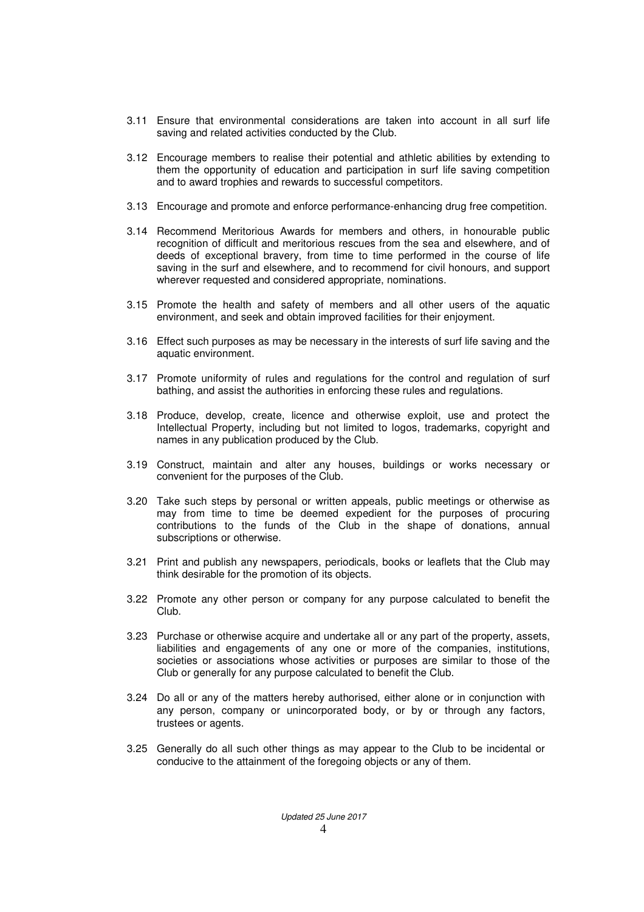3.11 Ensure that environmental considerations are taken into account in all surf life saving and related activities conducted by the Club.

3.12 Encourage members to realise their potential and athletic abilities by extending to them the opportunity of education and participation in surf life saving competition and to award trophies and rewards to successful competitors.

3.13 Encourage and promote and enforce performance-enhancing drug free competition.

3.14 Recommend Meritorious Awards for members and others, in honourable public recognition of difficult and meritorious rescues from the sea and elsewhere, and of deeds of exceptional bravery, from time to time performed in the course of life saving in the surf and elsewhere, and to recommend for civil honours, and support wherever requested and considered appropriate, nominations.

3.15 Promote the health and safety of members and all other users of the aquatic environment, and seek and obtain improved facilities for their enjoyment.

3.16 Effect such purposes as may be necessary in the interests of surf life saving and the aquatic environment.

3.17 Promote uniformity of rules and regulations for the control and regulation of surf bathing, and assist the authorities in enforcing these rules and regulations.

3.18 Produce, develop, create, licence and otherwise exploit, use and protect the Intellectual Property, including but not limited to logos, trademarks, copyright and names in any publication produced by the Club.

3.19 Construct, maintain and alter any houses, buildings or works necessary or convenient for the purposes of the Club.

3.20 Take such steps by personal or written appeals, public meetings or otherwise as may from time to time be deemed expedient for the purposes of procuring contributions to the funds of the Club in the shape of donations, annual subscriptions or otherwise.

3.21 Print and publish any newspapers, periodicals, books or leaflets that the Club may think desirable for the promotion of its objects.

3.22 Promote any other person or company for any purpose calculated to benefit the Club.

3.23 Purchase or otherwise acquire and undertake all or any part of the property, assets, liabilities and engagements of any one or more of the companies, institutions, societies or associations whose activities or purposes are similar to those of the Club or generally for any purpose calculated to benefit the Club.

3.24 Do all or any of the matters hereby authorised, either alone or in conjunction with any person, company or unincorporated body, or by or through any factors, trustees or agents.

3.25 Generally do all such other things as may appear to the Club to be incidental or conducive to the attainment of the foregoing objects or any of them.

*Updated 25 June 2017*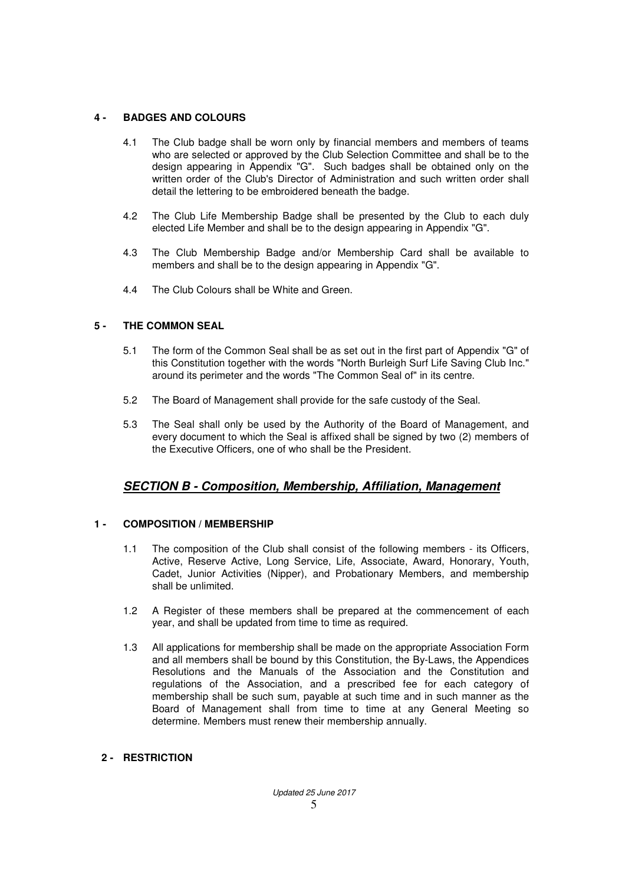### 4 - BADGES AND COLOURS

4.1 The Club badge shall be worn only by financial members and members of teams who are selected or approved by the Club Selection Committee and shall be to the design appearing in Appendix "G". Such badges shall be obtained only on the written order of the Club's Director of Administration and such written order shall detail the lettering to be embroidered beneath the badge.

4.2 The Club Life Membership Badge shall be presented by the Club to each duly elected Life Member and shall be to the design appearing in Appendix "G".

4.3 The Club Membership Badge and/or Membership Card shall be available to members and shall be to the design appearing in Appendix "G".

4.4 The Club Colours shall be White and Green.

### 5 - THE COMMON SEAL

5.1 The form of the Common Seal shall be as set out in the first part of Appendix "G" of this Constitution together with the words "North Burleigh Surf Life Saving Club Inc." around its perimeter and the words "The Common Seal of" in its centre.

5.2 The Board of Management shall provide for the safe custody of the Seal.

5.3 The Seal shall only be used by the Authority of the Board of Management, and every document to which the Seal is affixed shall be signed by two (2) members of the Executive Officers, one of who shall be the President.

## ***SECTION B - Composition, Membership, Affiliation, Management***

### 1 - COMPOSITION / MEMBERSHIP

1.1 The composition of the Club shall consist of the following members - its Officers, Active, Reserve Active, Long Service, Life, Associate, Award, Honorary, Youth, Cadet, Junior Activities (Nipper), and Probationary Members, and membership shall be unlimited.

1.2 A Register of these members shall be prepared at the commencement of each year, and shall be updated from time to time as required.

1.3 All applications for membership shall be made on the appropriate Association Form and all members shall be bound by this Constitution, the By-Laws, the Appendices Resolutions and the Manuals of the Association and the Constitution and regulations of the Association, and a prescribed fee for each category of membership shall be such sum, payable at such time and in such manner as the Board of Management shall from time to time at any General Meeting so determine. Members must renew their membership annually.

### 2 - RESTRICTION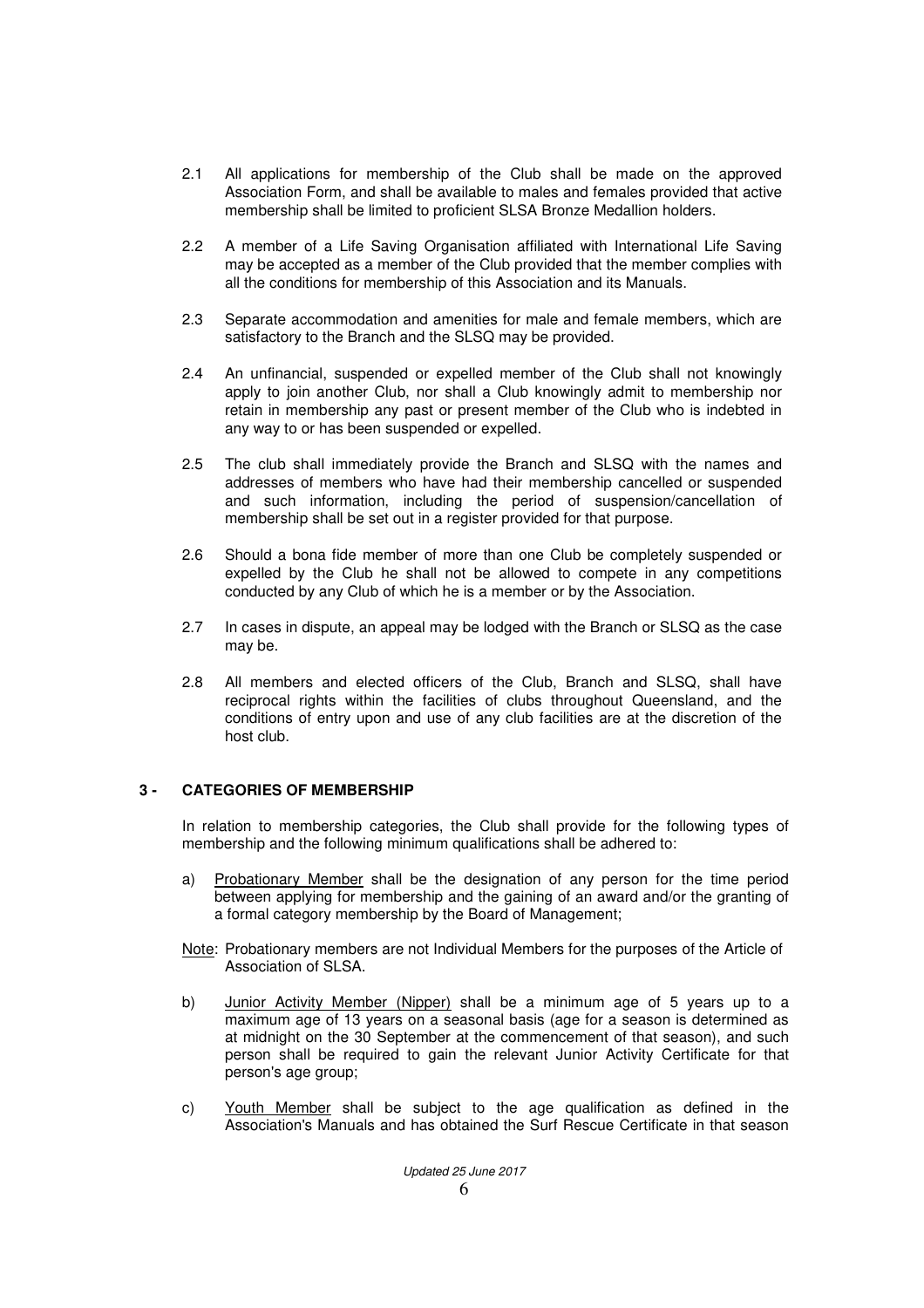2.1 All applications for membership of the Club shall be made on the approved Association Form, and shall be available to males and females provided that active membership shall be limited to proficient SLSA Bronze Medallion holders.

2.2 A member of a Life Saving Organisation affiliated with International Life Saving may be accepted as a member of the Club provided that the member complies with all the conditions for membership of this Association and its Manuals.

2.3 Separate accommodation and amenities for male and female members, which are satisfactory to the Branch and the SLSQ may be provided.

2.4 An unfinancial, suspended or expelled member of the Club shall not knowingly apply to join another Club, nor shall a Club knowingly admit to membership nor retain in membership any past or present member of the Club who is indebted in any way to or has been suspended or expelled.

2.5 The club shall immediately provide the Branch and SLSQ with the names and addresses of members who have had their membership cancelled or suspended and such information, including the period of suspension/cancellation of membership shall be set out in a register provided for that purpose.

2.6 Should a bona fide member of more than one Club be completely suspended or expelled by the Club he shall not be allowed to compete in any competitions conducted by any Club of which he is a member or by the Association.

2.7 In cases in dispute, an appeal may be lodged with the Branch or SLSQ as the case may be.

2.8 All members and elected officers of the Club, Branch and SLSQ, shall have reciprocal rights within the facilities of clubs throughout Queensland, and the conditions of entry upon and use of any club facilities are at the discretion of the host club.

## 3 - CATEGORIES OF MEMBERSHIP

In relation to membership categories, the Club shall provide for the following types of membership and the following minimum qualifications shall be adhered to:

a) Probationary Member shall be the designation of any person for the time period between applying for membership and the gaining of an award and/or the granting of a formal category membership by the Board of Management;

Note: Probationary members are not Individual Members for the purposes of the Article of Association of SLSA.

b) Junior Activity Member (Nipper) shall be a minimum age of 5 years up to a maximum age of 13 years on a seasonal basis (age for a season is determined as at midnight on the 30 September at the commencement of that season), and such person shall be required to gain the relevant Junior Activity Certificate for that person's age group;

c) Youth Member shall be subject to the age qualification as defined in the Association's Manuals and has obtained the Surf Rescue Certificate in that season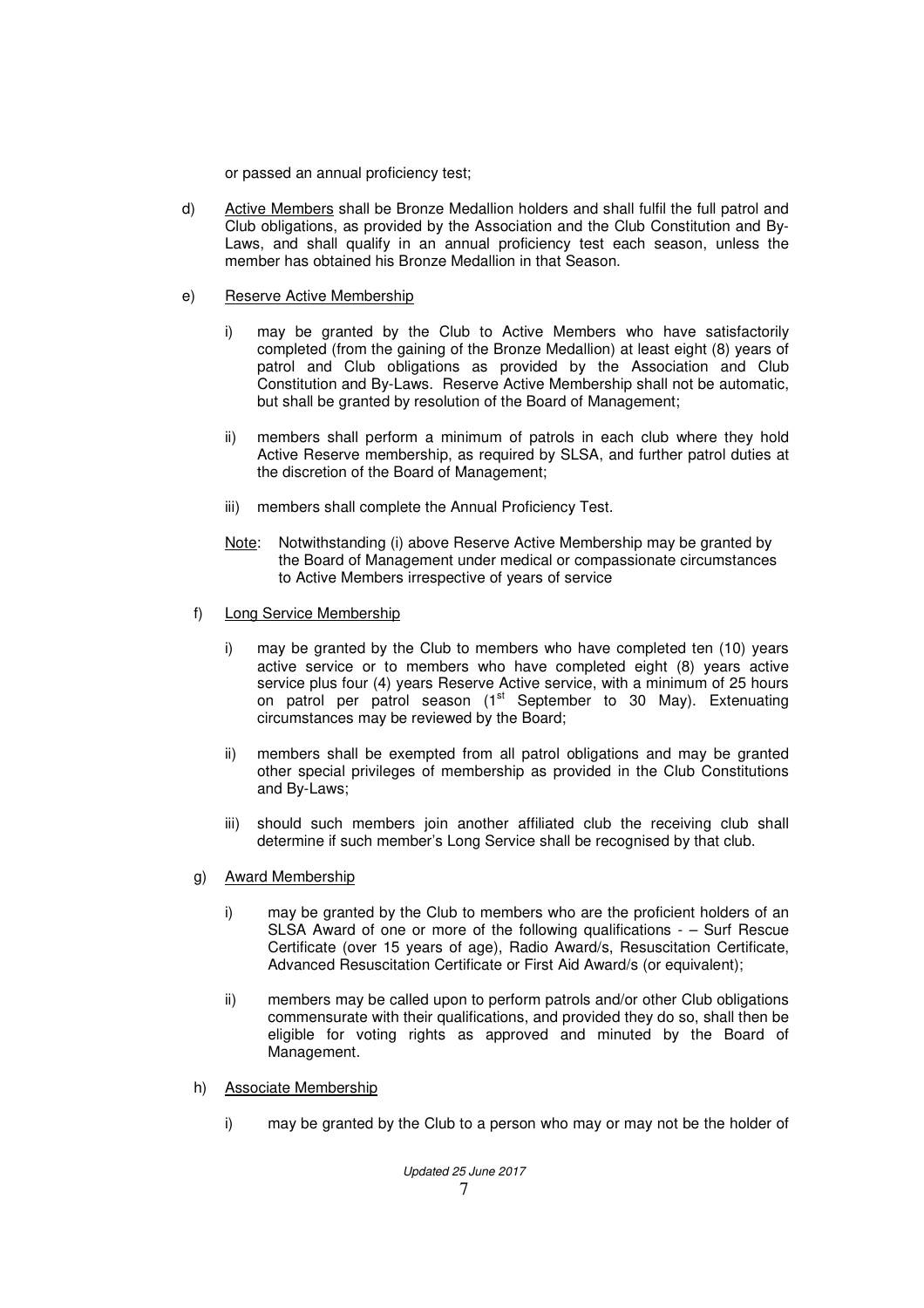or passed an annual proficiency test;

d) <u>Active Members</u> shall be Bronze Medallion holders and shall fulfil the full patrol and Club obligations, as provided by the Association and the Club Constitution and By-Laws, and shall qualify in an annual proficiency test each season, unless the member has obtained his Bronze Medallion in that Season.

e) <u>Reserve Active Membership</u>

   i) may be granted by the Club to Active Members who have satisfactorily completed (from the gaining of the Bronze Medallion) at least eight (8) years of patrol and Club obligations as provided by the Association and Club Constitution and By-Laws. Reserve Active Membership shall not be automatic, but shall be granted by resolution of the Board of Management;

   ii) members shall perform a minimum of patrols in each club where they hold Active Reserve membership, as required by SLSA, and further patrol duties at the discretion of the Board of Management;

   iii) members shall complete the Annual Proficiency Test.

   <u>Note</u>: Notwithstanding (i) above Reserve Active Membership may be granted by the Board of Management under medical or compassionate circumstances to Active Members irrespective of years of service

f) <u>Long Service Membership</u>

   i) may be granted by the Club to members who have completed ten (10) years active service or to members who have completed eight (8) years active service plus four (4) years Reserve Active service, with a minimum of 25 hours on patrol per patrol season (1st September to 30 May). Extenuating circumstances may be reviewed by the Board;

   ii) members shall be exempted from all patrol obligations and may be granted other special privileges of membership as provided in the Club Constitutions and By-Laws;

   iii) should such members join another affiliated club the receiving club shall determine if such member's Long Service shall be recognised by that club.

g) <u>Award Membership</u>

   i) may be granted by the Club to members who are the proficient holders of an SLSA Award of one or more of the following qualifications - – Surf Rescue Certificate (over 15 years of age), Radio Award/s, Resuscitation Certificate, Advanced Resuscitation Certificate or First Aid Award/s (or equivalent);

   ii) members may be called upon to perform patrols and/or other Club obligations commensurate with their qualifications, and provided they do so, shall then be eligible for voting rights as approved and minuted by the Board of Management.

h) <u>Associate Membership</u>

   i) may be granted by the Club to a person who may or may not be the holder of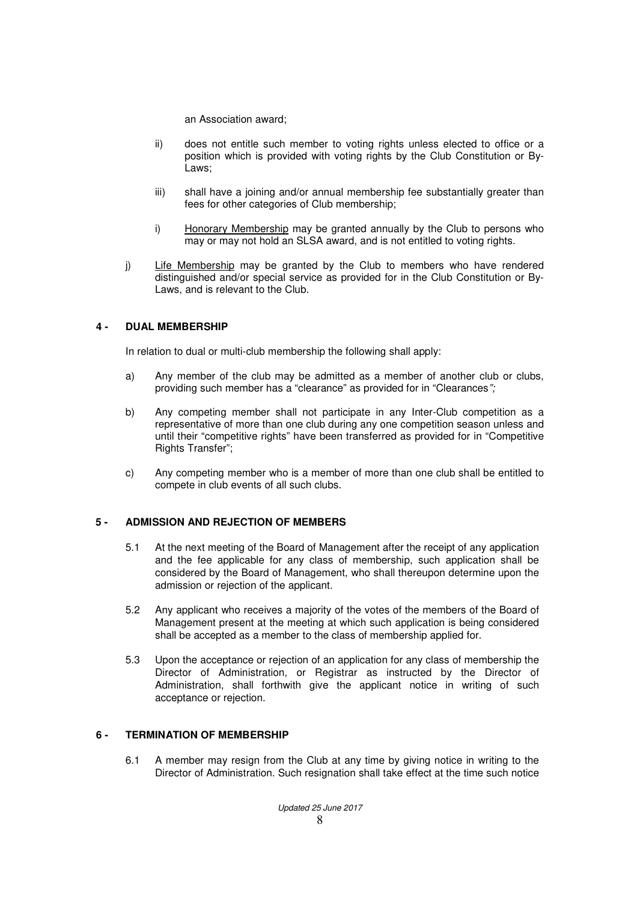an Association award;

ii) does not entitle such member to voting rights unless elected to office or a position which is provided with voting rights by the Club Constitution or By-Laws;

iii) shall have a joining and/or annual membership fee substantially greater than fees for other categories of Club membership;

i) Honorary Membership may be granted annually by the Club to persons who may or may not hold an SLSA award, and is not entitled to voting rights.

j) Life Membership may be granted by the Club to members who have rendered distinguished and/or special service as provided for in the Club Constitution or By-Laws, and is relevant to the Club.

## 4 - DUAL MEMBERSHIP

In relation to dual or multi-club membership the following shall apply:

a) Any member of the club may be admitted as a member of another club or clubs, providing such member has a "clearance" as provided for in "Clearances*";*

b) Any competing member shall not participate in any Inter-Club competition as a representative of more than one club during any one competition season unless and until their "competitive rights" have been transferred as provided for in "Competitive Rights Transfer";

c) Any competing member who is a member of more than one club shall be entitled to compete in club events of all such clubs.

## 5 - ADMISSION AND REJECTION OF MEMBERS

5.1 At the next meeting of the Board of Management after the receipt of any application and the fee applicable for any class of membership, such application shall be considered by the Board of Management, who shall thereupon determine upon the admission or rejection of the applicant.

5.2 Any applicant who receives a majority of the votes of the members of the Board of Management present at the meeting at which such application is being considered shall be accepted as a member to the class of membership applied for.

5.3 Upon the acceptance or rejection of an application for any class of membership the Director of Administration, or Registrar as instructed by the Director of Administration, shall forthwith give the applicant notice in writing of such acceptance or rejection.

## 6 - TERMINATION OF MEMBERSHIP

6.1 A member may resign from the Club at any time by giving notice in writing to the Director of Administration. Such resignation shall take effect at the time such notice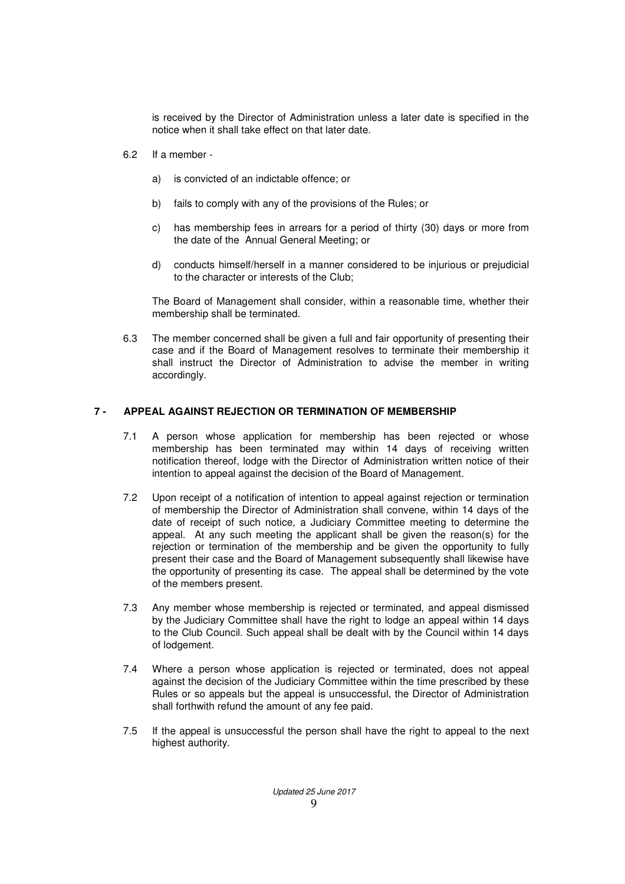is received by the Director of Administration unless a later date is specified in the notice when it shall take effect on that later date.

6.2 If a member -

a) is convicted of an indictable offence; or

b) fails to comply with any of the provisions of the Rules; or

c) has membership fees in arrears for a period of thirty (30) days or more from the date of the Annual General Meeting; or

d) conducts himself/herself in a manner considered to be injurious or prejudicial to the character or interests of the Club;

The Board of Management shall consider, within a reasonable time, whether their membership shall be terminated.

6.3 The member concerned shall be given a full and fair opportunity of presenting their case and if the Board of Management resolves to terminate their membership it shall instruct the Director of Administration to advise the member in writing accordingly.

## 7 - APPEAL AGAINST REJECTION OR TERMINATION OF MEMBERSHIP

7.1 A person whose application for membership has been rejected or whose membership has been terminated may within 14 days of receiving written notification thereof, lodge with the Director of Administration written notice of their intention to appeal against the decision of the Board of Management.

7.2 Upon receipt of a notification of intention to appeal against rejection or termination of membership the Director of Administration shall convene, within 14 days of the date of receipt of such notice, a Judiciary Committee meeting to determine the appeal. At any such meeting the applicant shall be given the reason(s) for the rejection or termination of the membership and be given the opportunity to fully present their case and the Board of Management subsequently shall likewise have the opportunity of presenting its case. The appeal shall be determined by the vote of the members present.

7.3 Any member whose membership is rejected or terminated, and appeal dismissed by the Judiciary Committee shall have the right to lodge an appeal within 14 days to the Club Council. Such appeal shall be dealt with by the Council within 14 days of lodgement.

7.4 Where a person whose application is rejected or terminated, does not appeal against the decision of the Judiciary Committee within the time prescribed by these Rules or so appeals but the appeal is unsuccessful, the Director of Administration shall forthwith refund the amount of any fee paid.

7.5 If the appeal is unsuccessful the person shall have the right to appeal to the next highest authority.

*Updated 25 June 2017*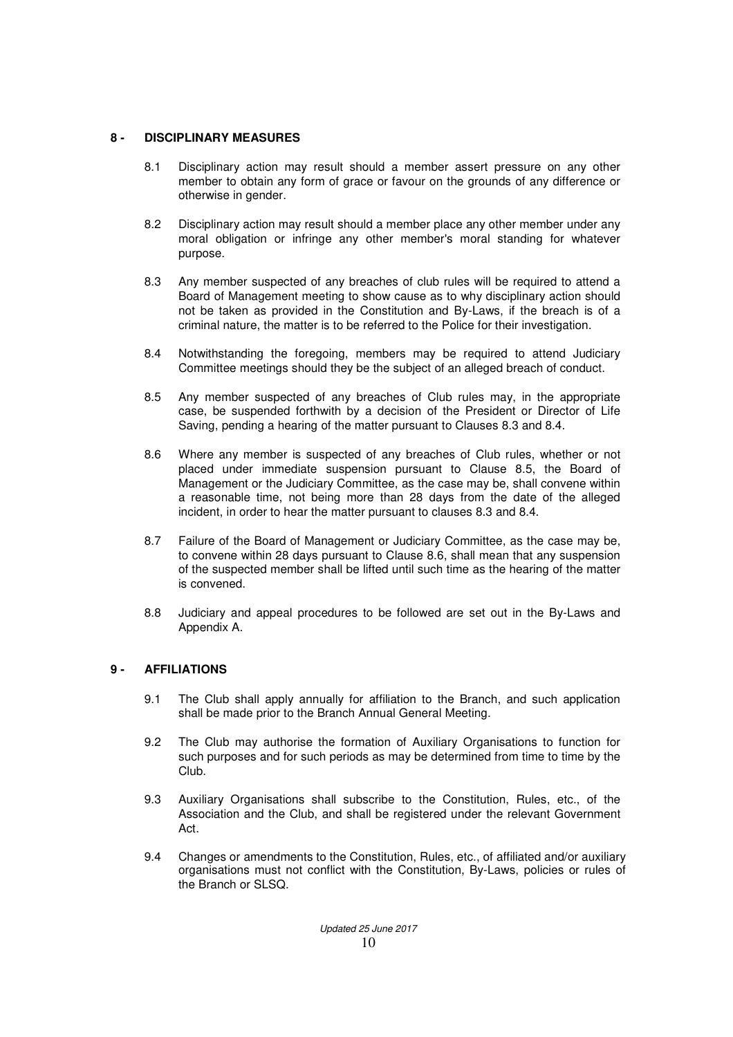## 8 - DISCIPLINARY MEASURES

8.1 Disciplinary action may result should a member assert pressure on any other member to obtain any form of grace or favour on the grounds of any difference or otherwise in gender.

8.2 Disciplinary action may result should a member place any other member under any moral obligation or infringe any other member's moral standing for whatever purpose.

8.3 Any member suspected of any breaches of club rules will be required to attend a Board of Management meeting to show cause as to why disciplinary action should not be taken as provided in the Constitution and By-Laws, if the breach is of a criminal nature, the matter is to be referred to the Police for their investigation.

8.4 Notwithstanding the foregoing, members may be required to attend Judiciary Committee meetings should they be the subject of an alleged breach of conduct.

8.5 Any member suspected of any breaches of Club rules may, in the appropriate case, be suspended forthwith by a decision of the President or Director of Life Saving, pending a hearing of the matter pursuant to Clauses 8.3 and 8.4.

8.6 Where any member is suspected of any breaches of Club rules, whether or not placed under immediate suspension pursuant to Clause 8.5, the Board of Management or the Judiciary Committee, as the case may be, shall convene within a reasonable time, not being more than 28 days from the date of the alleged incident, in order to hear the matter pursuant to clauses 8.3 and 8.4.

8.7 Failure of the Board of Management or Judiciary Committee, as the case may be, to convene within 28 days pursuant to Clause 8.6, shall mean that any suspension of the suspected member shall be lifted until such time as the hearing of the matter is convened.

8.8 Judiciary and appeal procedures to be followed are set out in the By-Laws and Appendix A.

## 9 - AFFILIATIONS

9.1 The Club shall apply annually for affiliation to the Branch, and such application shall be made prior to the Branch Annual General Meeting.

9.2 The Club may authorise the formation of Auxiliary Organisations to function for such purposes and for such periods as may be determined from time to time by the Club.

9.3 Auxiliary Organisations shall subscribe to the Constitution, Rules, etc., of the Association and the Club, and shall be registered under the relevant Government Act.

9.4 Changes or amendments to the Constitution, Rules, etc., of affiliated and/or auxiliary organisations must not conflict with the Constitution, By-Laws, policies or rules of the Branch or SLSQ.

*Updated 25 June 2017*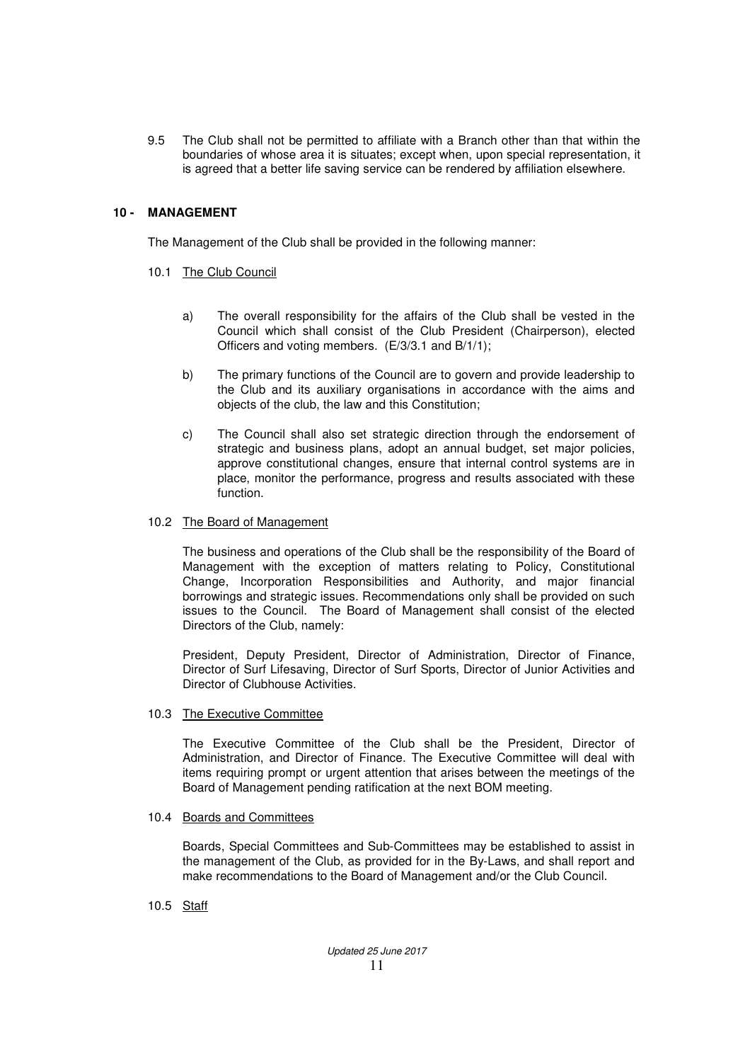9.5 The Club shall not be permitted to affiliate with a Branch other than that within the boundaries of whose area it is situates; except when, upon special representation, it is agreed that a better life saving service can be rendered by affiliation elsewhere.

## 10 - MANAGEMENT

The Management of the Club shall be provided in the following manner:

10.1 The Club Council

a) The overall responsibility for the affairs of the Club shall be vested in the Council which shall consist of the Club President (Chairperson), elected Officers and voting members. (E/3/3.1 and B/1/1);

b) The primary functions of the Council are to govern and provide leadership to the Club and its auxiliary organisations in accordance with the aims and objects of the club, the law and this Constitution;

c) The Council shall also set strategic direction through the endorsement of strategic and business plans, adopt an annual budget, set major policies, approve constitutional changes, ensure that internal control systems are in place, monitor the performance, progress and results associated with these function.

10.2 The Board of Management

The business and operations of the Club shall be the responsibility of the Board of Management with the exception of matters relating to Policy, Constitutional Change, Incorporation Responsibilities and Authority, and major financial borrowings and strategic issues. Recommendations only shall be provided on such issues to the Council. The Board of Management shall consist of the elected Directors of the Club, namely:

President, Deputy President, Director of Administration, Director of Finance, Director of Surf Lifesaving, Director of Surf Sports, Director of Junior Activities and Director of Clubhouse Activities.

10.3 The Executive Committee

The Executive Committee of the Club shall be the President, Director of Administration, and Director of Finance. The Executive Committee will deal with items requiring prompt or urgent attention that arises between the meetings of the Board of Management pending ratification at the next BOM meeting.

10.4 Boards and Committees

Boards, Special Committees and Sub-Committees may be established to assist in the management of the Club, as provided for in the By-Laws, and shall report and make recommendations to the Board of Management and/or the Club Council.

10.5 Staff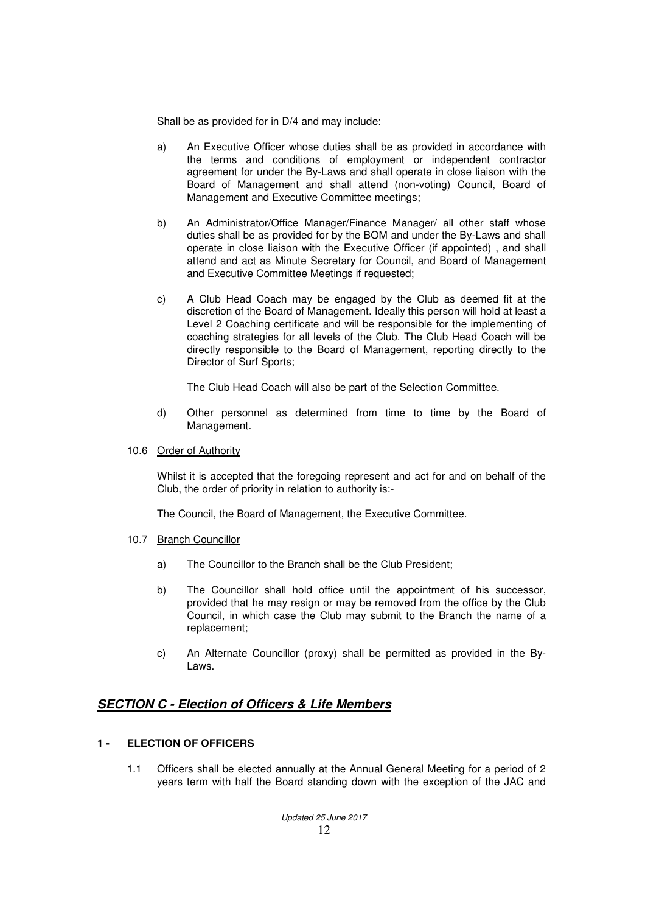Shall be as provided for in D/4 and may include:

a) An Executive Officer whose duties shall be as provided in accordance with the terms and conditions of employment or independent contractor agreement for under the By-Laws and shall operate in close liaison with the Board of Management and shall attend (non-voting) Council, Board of Management and Executive Committee meetings;

b) An Administrator/Office Manager/Finance Manager/ all other staff whose duties shall be as provided for by the BOM and under the By-Laws and shall operate in close liaison with the Executive Officer (if appointed) , and shall attend and act as Minute Secretary for Council, and Board of Management and Executive Committee Meetings if requested;

c) A Club Head Coach may be engaged by the Club as deemed fit at the discretion of the Board of Management. Ideally this person will hold at least a Level 2 Coaching certificate and will be responsible for the implementing of coaching strategies for all levels of the Club. The Club Head Coach will be directly responsible to the Board of Management, reporting directly to the Director of Surf Sports;

   The Club Head Coach will also be part of the Selection Committee.

d) Other personnel as determined from time to time by the Board of Management.

10.6 Order of Authority

Whilst it is accepted that the foregoing represent and act for and on behalf of the Club, the order of priority in relation to authority is:-

The Council, the Board of Management, the Executive Committee.

10.7 Branch Councillor

a) The Councillor to the Branch shall be the Club President;

b) The Councillor shall hold office until the appointment of his successor, provided that he may resign or may be removed from the office by the Club Council, in which case the Club may submit to the Branch the name of a replacement;

c) An Alternate Councillor (proxy) shall be permitted as provided in the By-Laws.

## ***SECTION C - Election of Officers & Life Members***

### 1 - ELECTION OF OFFICERS

1.1 Officers shall be elected annually at the Annual General Meeting for a period of 2 years term with half the Board standing down with the exception of the JAC and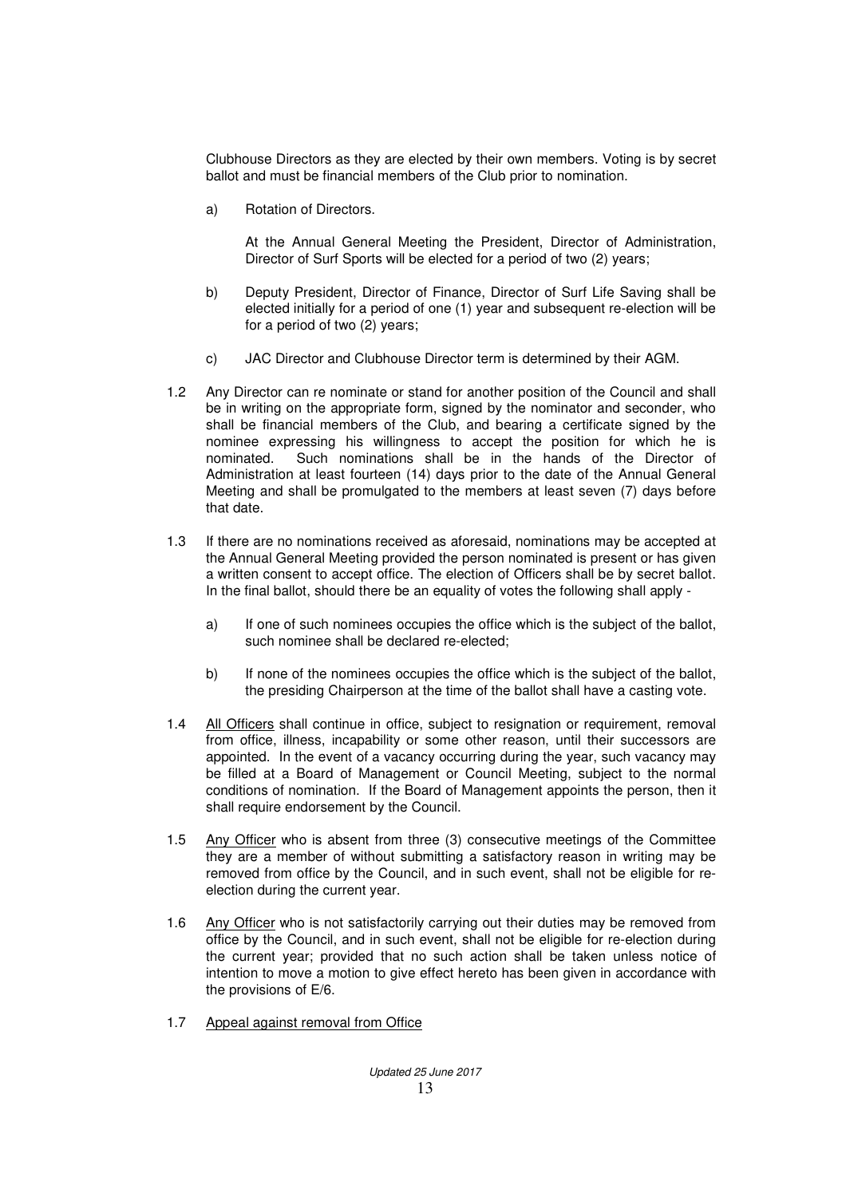Clubhouse Directors as they are elected by their own members. Voting is by secret ballot and must be financial members of the Club prior to nomination.

a) Rotation of Directors.

At the Annual General Meeting the President, Director of Administration, Director of Surf Sports will be elected for a period of two (2) years;

b) Deputy President, Director of Finance, Director of Surf Life Saving shall be elected initially for a period of one (1) year and subsequent re-election will be for a period of two (2) years;

c) JAC Director and Clubhouse Director term is determined by their AGM.

1.2 Any Director can re nominate or stand for another position of the Council and shall be in writing on the appropriate form, signed by the nominator and seconder, who shall be financial members of the Club, and bearing a certificate signed by the nominee expressing his willingness to accept the position for which he is nominated. Such nominations shall be in the hands of the Director of Administration at least fourteen (14) days prior to the date of the Annual General Meeting and shall be promulgated to the members at least seven (7) days before that date.

1.3 If there are no nominations received as aforesaid, nominations may be accepted at the Annual General Meeting provided the person nominated is present or has given a written consent to accept office. The election of Officers shall be by secret ballot. In the final ballot, should there be an equality of votes the following shall apply -

a) If one of such nominees occupies the office which is the subject of the ballot, such nominee shall be declared re-elected;

b) If none of the nominees occupies the office which is the subject of the ballot, the presiding Chairperson at the time of the ballot shall have a casting vote.

1.4 <u>All Officers</u> shall continue in office, subject to resignation or requirement, removal from office, illness, incapability or some other reason, until their successors are appointed. In the event of a vacancy occurring during the year, such vacancy may be filled at a Board of Management or Council Meeting, subject to the normal conditions of nomination. If the Board of Management appoints the person, then it shall require endorsement by the Council.

1.5 <u>Any Officer</u> who is absent from three (3) consecutive meetings of the Committee they are a member of without submitting a satisfactory reason in writing may be removed from office by the Council, and in such event, shall not be eligible for re-election during the current year.

1.6 <u>Any Officer</u> who is not satisfactorily carrying out their duties may be removed from office by the Council, and in such event, shall not be eligible for re-election during the current year; provided that no such action shall be taken unless notice of intention to move a motion to give effect hereto has been given in accordance with the provisions of E/6.

1.7 <u>Appeal against removal from Office</u>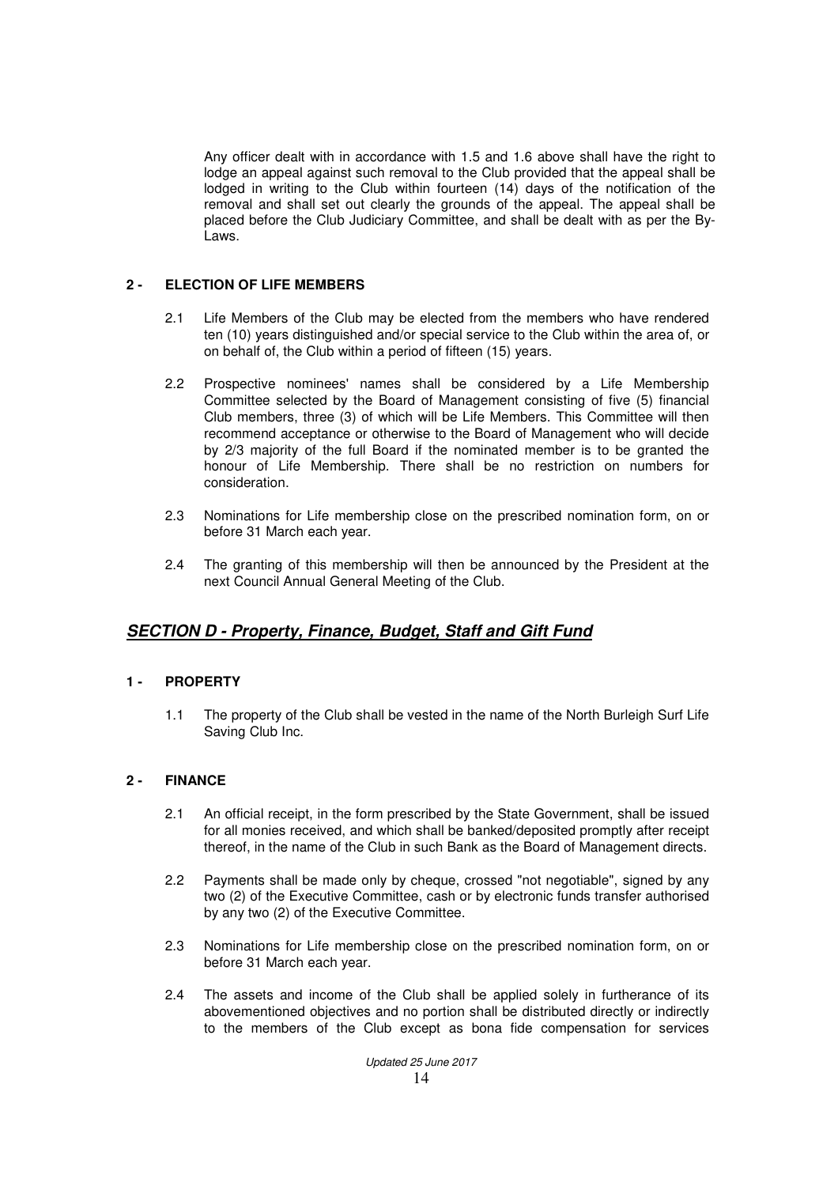Any officer dealt with in accordance with 1.5 and 1.6 above shall have the right to lodge an appeal against such removal to the Club provided that the appeal shall be lodged in writing to the Club within fourteen (14) days of the notification of the removal and shall set out clearly the grounds of the appeal. The appeal shall be placed before the Club Judiciary Committee, and shall be dealt with as per the By-Laws.

### 2 - ELECTION OF LIFE MEMBERS

2.1 Life Members of the Club may be elected from the members who have rendered ten (10) years distinguished and/or special service to the Club within the area of, or on behalf of, the Club within a period of fifteen (15) years.

2.2 Prospective nominees' names shall be considered by a Life Membership Committee selected by the Board of Management consisting of five (5) financial Club members, three (3) of which will be Life Members. This Committee will then recommend acceptance or otherwise to the Board of Management who will decide by 2/3 majority of the full Board if the nominated member is to be granted the honour of Life Membership. There shall be no restriction on numbers for consideration.

2.3 Nominations for Life membership close on the prescribed nomination form, on or before 31 March each year.

2.4 The granting of this membership will then be announced by the President at the next Council Annual General Meeting of the Club.

## ***SECTION D - Property, Finance, Budget, Staff and Gift Fund***

### 1 - PROPERTY

1.1 The property of the Club shall be vested in the name of the North Burleigh Surf Life Saving Club Inc.

### 2 - FINANCE

2.1 An official receipt, in the form prescribed by the State Government, shall be issued for all monies received, and which shall be banked/deposited promptly after receipt thereof, in the name of the Club in such Bank as the Board of Management directs.

2.2 Payments shall be made only by cheque, crossed "not negotiable", signed by any two (2) of the Executive Committee, cash or by electronic funds transfer authorised by any two (2) of the Executive Committee.

2.3 Nominations for Life membership close on the prescribed nomination form, on or before 31 March each year.

2.4 The assets and income of the Club shall be applied solely in furtherance of its abovementioned objectives and no portion shall be distributed directly or indirectly to the members of the Club except as bona fide compensation for services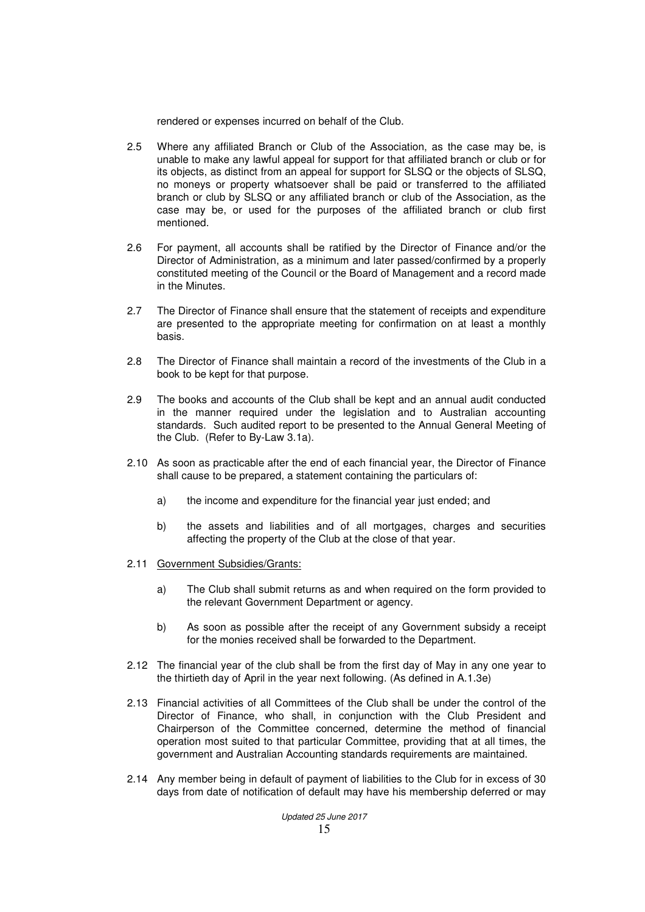rendered or expenses incurred on behalf of the Club.

2.5 Where any affiliated Branch or Club of the Association, as the case may be, is unable to make any lawful appeal for support for that affiliated branch or club or for its objects, as distinct from an appeal for support for SLSQ or the objects of SLSQ, no moneys or property whatsoever shall be paid or transferred to the affiliated branch or club by SLSQ or any affiliated branch or club of the Association, as the case may be, or used for the purposes of the affiliated branch or club first mentioned.

2.6 For payment, all accounts shall be ratified by the Director of Finance and/or the Director of Administration, as a minimum and later passed/confirmed by a properly constituted meeting of the Council or the Board of Management and a record made in the Minutes.

2.7 The Director of Finance shall ensure that the statement of receipts and expenditure are presented to the appropriate meeting for confirmation on at least a monthly basis.

2.8 The Director of Finance shall maintain a record of the investments of the Club in a book to be kept for that purpose.

2.9 The books and accounts of the Club shall be kept and an annual audit conducted in the manner required under the legislation and to Australian accounting standards. Such audited report to be presented to the Annual General Meeting of the Club. (Refer to By-Law 3.1a).

2.10 As soon as practicable after the end of each financial year, the Director of Finance shall cause to be prepared, a statement containing the particulars of:

a) the income and expenditure for the financial year just ended; and

b) the assets and liabilities and of all mortgages, charges and securities affecting the property of the Club at the close of that year.

2.11 <u>Government Subsidies/Grants:</u>

a) The Club shall submit returns as and when required on the form provided to the relevant Government Department or agency.

b) As soon as possible after the receipt of any Government subsidy a receipt for the monies received shall be forwarded to the Department.

2.12 The financial year of the club shall be from the first day of May in any one year to the thirtieth day of April in the year next following. (As defined in A.1.3e)

2.13 Financial activities of all Committees of the Club shall be under the control of the Director of Finance, who shall, in conjunction with the Club President and Chairperson of the Committee concerned, determine the method of financial operation most suited to that particular Committee, providing that at all times, the government and Australian Accounting standards requirements are maintained.

2.14 Any member being in default of payment of liabilities to the Club for in excess of 30 days from date of notification of default may have his membership deferred or may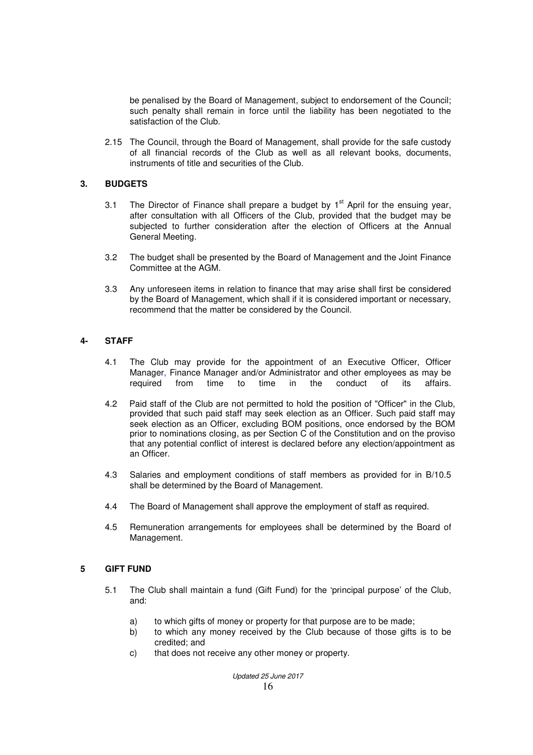be penalised by the Board of Management, subject to endorsement of the Council; such penalty shall remain in force until the liability has been negotiated to the satisfaction of the Club.

2.15 The Council, through the Board of Management, shall provide for the safe custody of all financial records of the Club as well as all relevant books, documents, instruments of title and securities of the Club.

## 3. BUDGETS

3.1 The Director of Finance shall prepare a budget by 1st April for the ensuing year, after consultation with all Officers of the Club, provided that the budget may be subjected to further consideration after the election of Officers at the Annual General Meeting.

3.2 The budget shall be presented by the Board of Management and the Joint Finance Committee at the AGM.

3.3 Any unforeseen items in relation to finance that may arise shall first be considered by the Board of Management, which shall if it is considered important or necessary, recommend that the matter be considered by the Council.

## 4- STAFF

4.1 The Club may provide for the appointment of an Executive Officer, Officer Manager, Finance Manager and/or Administrator and other employees as may be required from time to time in the conduct of its affairs.

4.2 Paid staff of the Club are not permitted to hold the position of "Officer" in the Club, provided that such paid staff may seek election as an Officer. Such paid staff may seek election as an Officer, excluding BOM positions, once endorsed by the BOM prior to nominations closing, as per Section C of the Constitution and on the proviso that any potential conflict of interest is declared before any election/appointment as an Officer.

4.3 Salaries and employment conditions of staff members as provided for in B/10.5 shall be determined by the Board of Management.

4.4 The Board of Management shall approve the employment of staff as required.

4.5 Remuneration arrangements for employees shall be determined by the Board of Management.

## 5 GIFT FUND

5.1 The Club shall maintain a fund (Gift Fund) for the 'principal purpose' of the Club, and:

a) to which gifts of money or property for that purpose are to be made;
b) to which any money received by the Club because of those gifts is to be credited; and
c) that does not receive any other money or property.

*Updated 25 June 2017*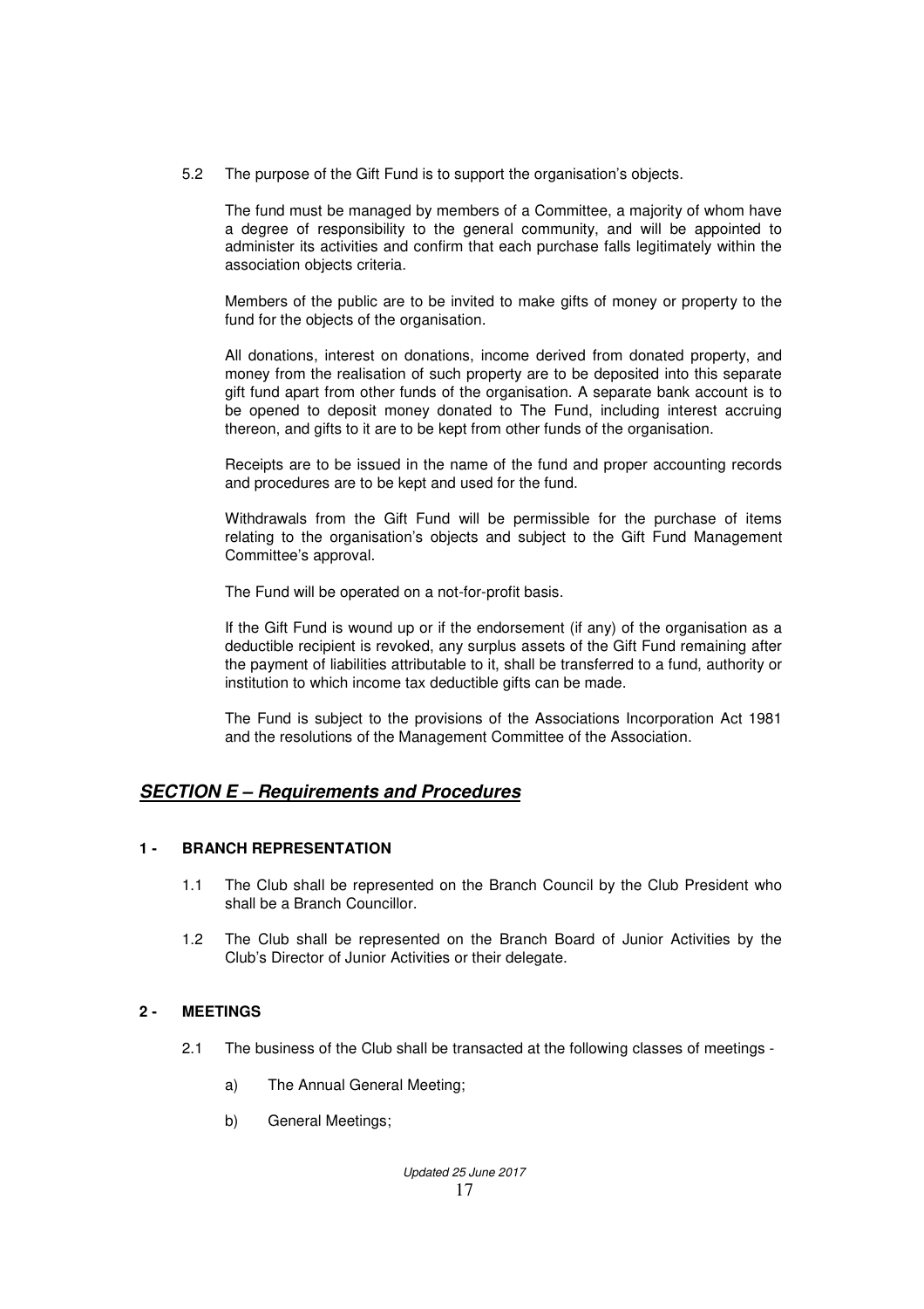5.2 The purpose of the Gift Fund is to support the organisation's objects.

The fund must be managed by members of a Committee, a majority of whom have a degree of responsibility to the general community, and will be appointed to administer its activities and confirm that each purchase falls legitimately within the association objects criteria.

Members of the public are to be invited to make gifts of money or property to the fund for the objects of the organisation.

All donations, interest on donations, income derived from donated property, and money from the realisation of such property are to be deposited into this separate gift fund apart from other funds of the organisation. A separate bank account is to be opened to deposit money donated to The Fund, including interest accruing thereon, and gifts to it are to be kept from other funds of the organisation.

Receipts are to be issued in the name of the fund and proper accounting records and procedures are to be kept and used for the fund.

Withdrawals from the Gift Fund will be permissible for the purchase of items relating to the organisation's objects and subject to the Gift Fund Management Committee's approval.

The Fund will be operated on a not-for-profit basis.

If the Gift Fund is wound up or if the endorsement (if any) of the organisation as a deductible recipient is revoked, any surplus assets of the Gift Fund remaining after the payment of liabilities attributable to it, shall be transferred to a fund, authority or institution to which income tax deductible gifts can be made.

The Fund is subject to the provisions of the Associations Incorporation Act 1981 and the resolutions of the Management Committee of the Association.

## ***SECTION E – Requirements and Procedures***

### 1 - BRANCH REPRESENTATION

1.1 The Club shall be represented on the Branch Council by the Club President who shall be a Branch Councillor.

1.2 The Club shall be represented on the Branch Board of Junior Activities by the Club's Director of Junior Activities or their delegate.

### 2 - MEETINGS

2.1 The business of the Club shall be transacted at the following classes of meetings -

a) The Annual General Meeting;

b) General Meetings;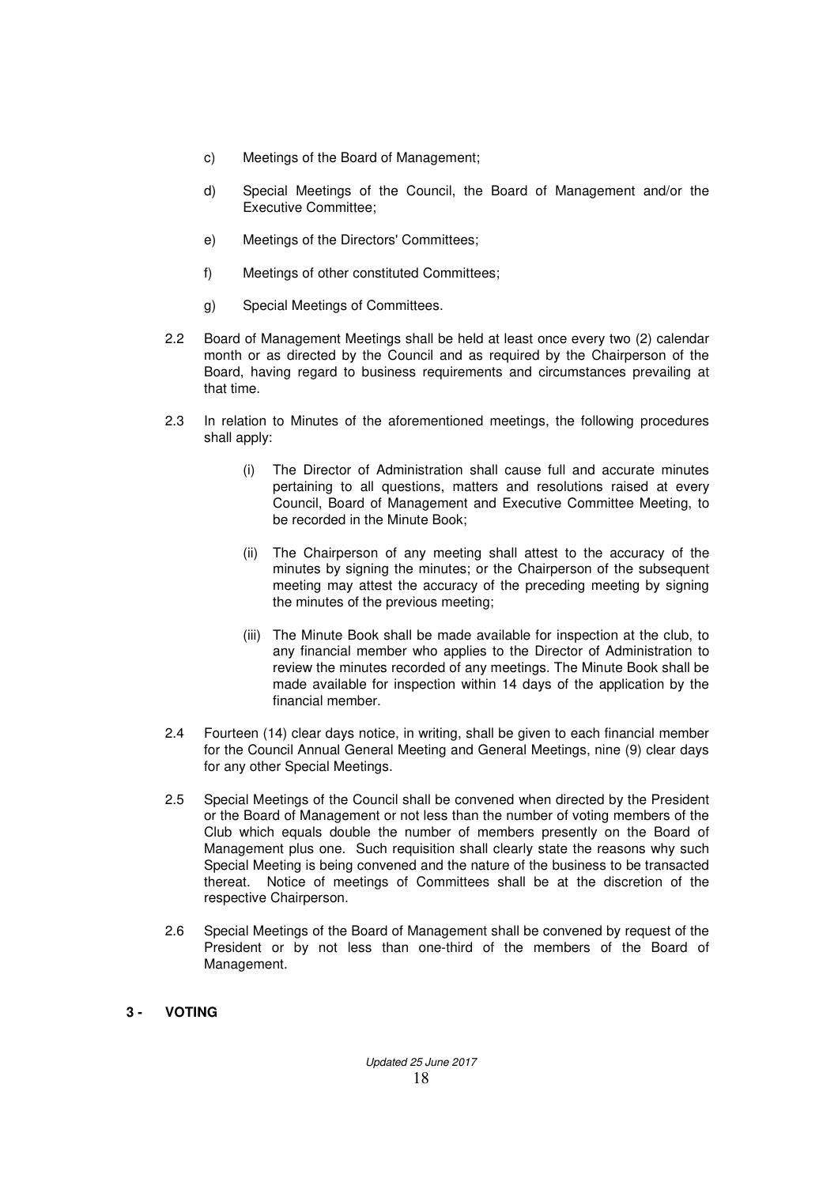c) Meetings of the Board of Management;

d) Special Meetings of the Council, the Board of Management and/or the Executive Committee;

e) Meetings of the Directors' Committees;

f) Meetings of other constituted Committees;

g) Special Meetings of Committees.

2.2 Board of Management Meetings shall be held at least once every two (2) calendar month or as directed by the Council and as required by the Chairperson of the Board, having regard to business requirements and circumstances prevailing at that time.

2.3 In relation to Minutes of the aforementioned meetings, the following procedures shall apply:

(i) The Director of Administration shall cause full and accurate minutes pertaining to all questions, matters and resolutions raised at every Council, Board of Management and Executive Committee Meeting, to be recorded in the Minute Book;

(ii) The Chairperson of any meeting shall attest to the accuracy of the minutes by signing the minutes; or the Chairperson of the subsequent meeting may attest the accuracy of the preceding meeting by signing the minutes of the previous meeting;

(iii) The Minute Book shall be made available for inspection at the club, to any financial member who applies to the Director of Administration to review the minutes recorded of any meetings. The Minute Book shall be made available for inspection within 14 days of the application by the financial member.

2.4 Fourteen (14) clear days notice, in writing, shall be given to each financial member for the Council Annual General Meeting and General Meetings, nine (9) clear days for any other Special Meetings.

2.5 Special Meetings of the Council shall be convened when directed by the President or the Board of Management or not less than the number of voting members of the Club which equals double the number of members presently on the Board of Management plus one. Such requisition shall clearly state the reasons why such Special Meeting is being convened and the nature of the business to be transacted thereat. Notice of meetings of Committees shall be at the discretion of the respective Chairperson.

2.6 Special Meetings of the Board of Management shall be convened by request of the President or by not less than one-third of the members of the Board of Management.

**3 - VOTING**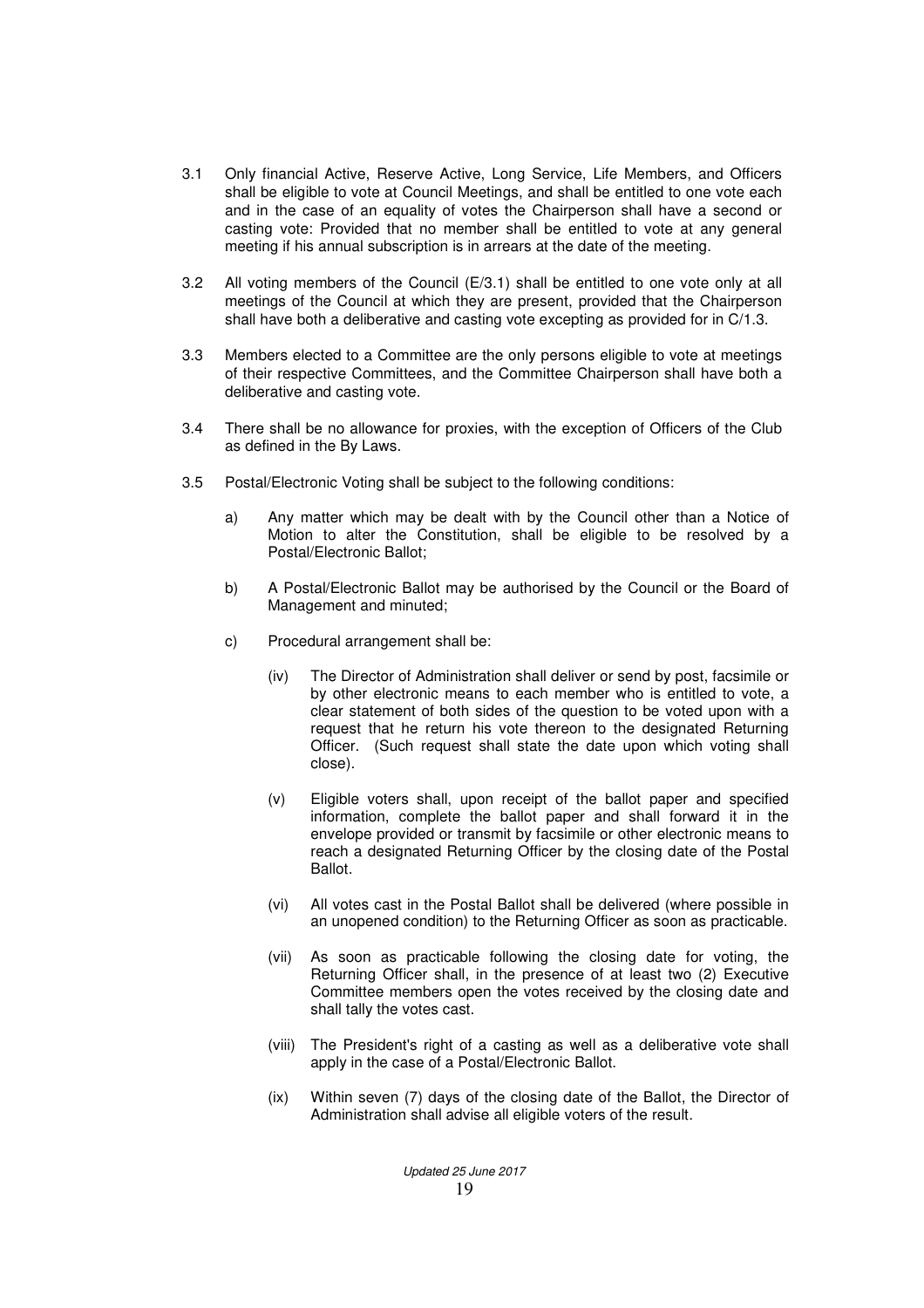3.1 Only financial Active, Reserve Active, Long Service, Life Members, and Officers shall be eligible to vote at Council Meetings, and shall be entitled to one vote each and in the case of an equality of votes the Chairperson shall have a second or casting vote: Provided that no member shall be entitled to vote at any general meeting if his annual subscription is in arrears at the date of the meeting.

3.2 All voting members of the Council (E/3.1) shall be entitled to one vote only at all meetings of the Council at which they are present, provided that the Chairperson shall have both a deliberative and casting vote excepting as provided for in C/1.3.

3.3 Members elected to a Committee are the only persons eligible to vote at meetings of their respective Committees, and the Committee Chairperson shall have both a deliberative and casting vote.

3.4 There shall be no allowance for proxies, with the exception of Officers of the Club as defined in the By Laws.

3.5 Postal/Electronic Voting shall be subject to the following conditions:

a) Any matter which may be dealt with by the Council other than a Notice of Motion to alter the Constitution, shall be eligible to be resolved by a Postal/Electronic Ballot;

b) A Postal/Electronic Ballot may be authorised by the Council or the Board of Management and minuted;

c) Procedural arrangement shall be:

(iv) The Director of Administration shall deliver or send by post, facsimile or by other electronic means to each member who is entitled to vote, a clear statement of both sides of the question to be voted upon with a request that he return his vote thereon to the designated Returning Officer. (Such request shall state the date upon which voting shall close).

(v) Eligible voters shall, upon receipt of the ballot paper and specified information, complete the ballot paper and shall forward it in the envelope provided or transmit by facsimile or other electronic means to reach a designated Returning Officer by the closing date of the Postal Ballot.

(vi) All votes cast in the Postal Ballot shall be delivered (where possible in an unopened condition) to the Returning Officer as soon as practicable.

(vii) As soon as practicable following the closing date for voting, the Returning Officer shall, in the presence of at least two (2) Executive Committee members open the votes received by the closing date and shall tally the votes cast.

(viii) The President's right of a casting as well as a deliberative vote shall apply in the case of a Postal/Electronic Ballot.

(ix) Within seven (7) days of the closing date of the Ballot, the Director of Administration shall advise all eligible voters of the result.

*Updated 25 June 2017*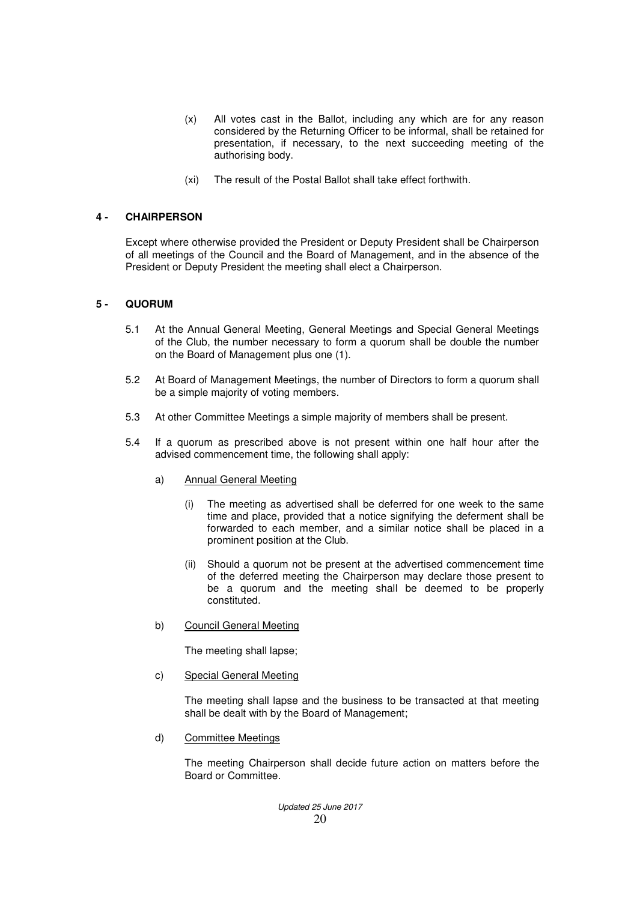(x) All votes cast in the Ballot, including any which are for any reason considered by the Returning Officer to be informal, shall be retained for presentation, if necessary, to the next succeeding meeting of the authorising body.

(xi) The result of the Postal Ballot shall take effect forthwith.

## 4 - CHAIRPERSON

Except where otherwise provided the President or Deputy President shall be Chairperson of all meetings of the Council and the Board of Management, and in the absence of the President or Deputy President the meeting shall elect a Chairperson.

## 5 - QUORUM

5.1 At the Annual General Meeting, General Meetings and Special General Meetings of the Club, the number necessary to form a quorum shall be double the number on the Board of Management plus one (1).

5.2 At Board of Management Meetings, the number of Directors to form a quorum shall be a simple majority of voting members.

5.3 At other Committee Meetings a simple majority of members shall be present.

5.4 If a quorum as prescribed above is not present within one half hour after the advised commencement time, the following shall apply:

a) <u>Annual General Meeting</u>

(i) The meeting as advertised shall be deferred for one week to the same time and place, provided that a notice signifying the deferment shall be forwarded to each member, and a similar notice shall be placed in a prominent position at the Club.

(ii) Should a quorum not be present at the advertised commencement time of the deferred meeting the Chairperson may declare those present to be a quorum and the meeting shall be deemed to be properly constituted.

b) <u>Council General Meeting</u>

The meeting shall lapse;

c) <u>Special General Meeting</u>

The meeting shall lapse and the business to be transacted at that meeting shall be dealt with by the Board of Management;

d) <u>Committee Meetings</u>

The meeting Chairperson shall decide future action on matters before the Board or Committee.

*Updated 25 June 2017*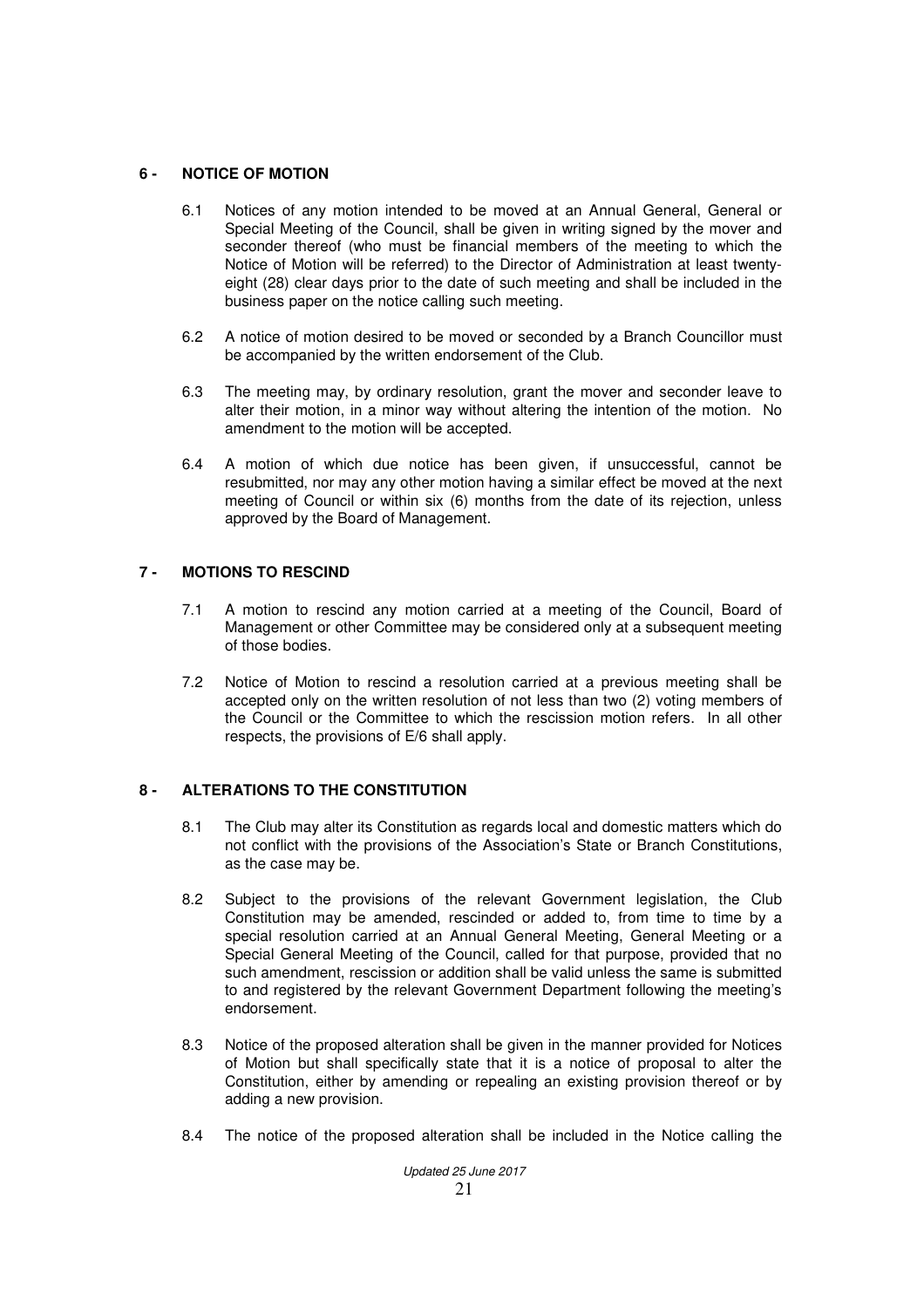## 6 - NOTICE OF MOTION

6.1 Notices of any motion intended to be moved at an Annual General, General or Special Meeting of the Council, shall be given in writing signed by the mover and seconder thereof (who must be financial members of the meeting to which the Notice of Motion will be referred) to the Director of Administration at least twenty-eight (28) clear days prior to the date of such meeting and shall be included in the business paper on the notice calling such meeting.

6.2 A notice of motion desired to be moved or seconded by a Branch Councillor must be accompanied by the written endorsement of the Club.

6.3 The meeting may, by ordinary resolution, grant the mover and seconder leave to alter their motion, in a minor way without altering the intention of the motion. No amendment to the motion will be accepted.

6.4 A motion of which due notice has been given, if unsuccessful, cannot be resubmitted, nor may any other motion having a similar effect be moved at the next meeting of Council or within six (6) months from the date of its rejection, unless approved by the Board of Management.

## 7 - MOTIONS TO RESCIND

7.1 A motion to rescind any motion carried at a meeting of the Council, Board of Management or other Committee may be considered only at a subsequent meeting of those bodies.

7.2 Notice of Motion to rescind a resolution carried at a previous meeting shall be accepted only on the written resolution of not less than two (2) voting members of the Council or the Committee to which the rescission motion refers. In all other respects, the provisions of E/6 shall apply.

## 8 - ALTERATIONS TO THE CONSTITUTION

8.1 The Club may alter its Constitution as regards local and domestic matters which do not conflict with the provisions of the Association's State or Branch Constitutions, as the case may be.

8.2 Subject to the provisions of the relevant Government legislation, the Club Constitution may be amended, rescinded or added to, from time to time by a special resolution carried at an Annual General Meeting, General Meeting or a Special General Meeting of the Council, called for that purpose, provided that no such amendment, rescission or addition shall be valid unless the same is submitted to and registered by the relevant Government Department following the meeting's endorsement.

8.3 Notice of the proposed alteration shall be given in the manner provided for Notices of Motion but shall specifically state that it is a notice of proposal to alter the Constitution, either by amending or repealing an existing provision thereof or by adding a new provision.

8.4 The notice of the proposed alteration shall be included in the Notice calling the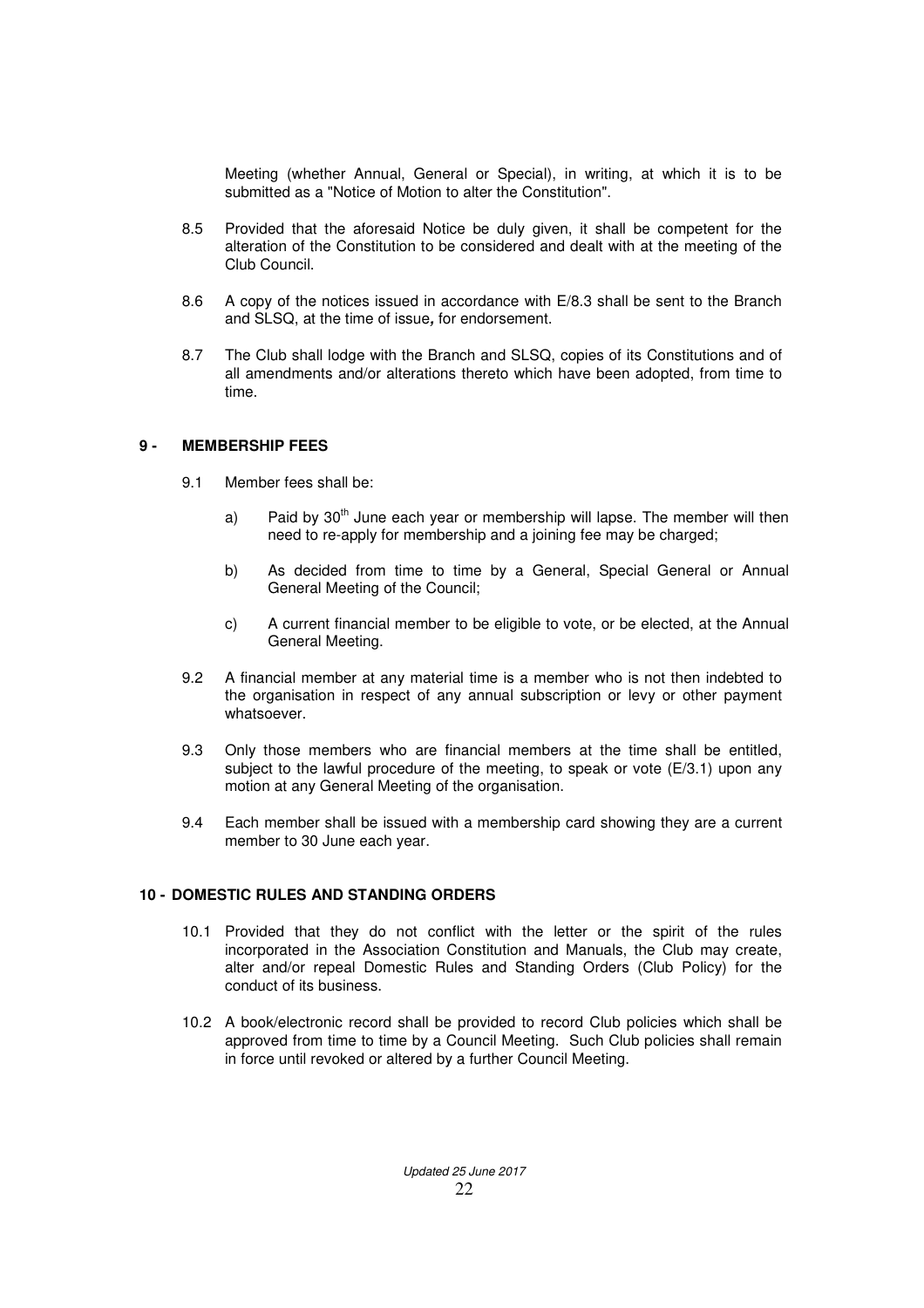Meeting (whether Annual, General or Special), in writing, at which it is to be submitted as a "Notice of Motion to alter the Constitution".

8.5 Provided that the aforesaid Notice be duly given, it shall be competent for the alteration of the Constitution to be considered and dealt with at the meeting of the Club Council.

8.6 A copy of the notices issued in accordance with E/8.3 shall be sent to the Branch and SLSQ, at the time of issue**,** for endorsement.

8.7 The Club shall lodge with the Branch and SLSQ, copies of its Constitutions and of all amendments and/or alterations thereto which have been adopted, from time to time.

## 9 - MEMBERSHIP FEES

9.1 Member fees shall be:

a) Paid by 30th June each year or membership will lapse. The member will then need to re-apply for membership and a joining fee may be charged;

b) As decided from time to time by a General, Special General or Annual General Meeting of the Council;

c) A current financial member to be eligible to vote, or be elected, at the Annual General Meeting.

9.2 A financial member at any material time is a member who is not then indebted to the organisation in respect of any annual subscription or levy or other payment whatsoever.

9.3 Only those members who are financial members at the time shall be entitled, subject to the lawful procedure of the meeting, to speak or vote (E/3.1) upon any motion at any General Meeting of the organisation.

9.4 Each member shall be issued with a membership card showing they are a current member to 30 June each year.

## 10 - DOMESTIC RULES AND STANDING ORDERS

10.1 Provided that they do not conflict with the letter or the spirit of the rules incorporated in the Association Constitution and Manuals, the Club may create, alter and/or repeal Domestic Rules and Standing Orders (Club Policy) for the conduct of its business.

10.2 A book/electronic record shall be provided to record Club policies which shall be approved from time to time by a Council Meeting. Such Club policies shall remain in force until revoked or altered by a further Council Meeting.

*Updated 25 June 2017*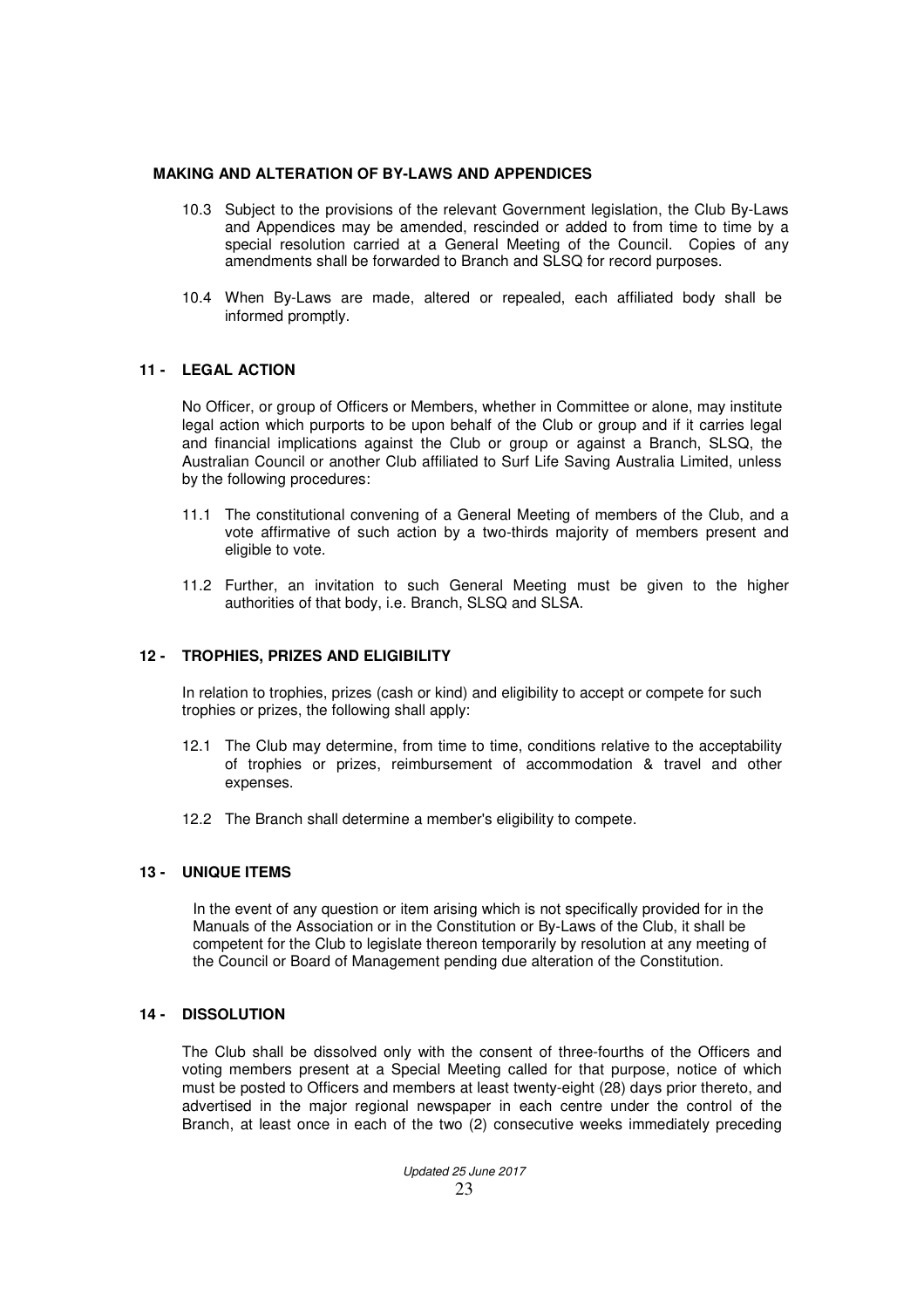**MAKING AND ALTERATION OF BY-LAWS AND APPENDICES**

10.3 Subject to the provisions of the relevant Government legislation, the Club By-Laws and Appendices may be amended, rescinded or added to from time to time by a special resolution carried at a General Meeting of the Council. Copies of any amendments shall be forwarded to Branch and SLSQ for record purposes.

10.4 When By-Laws are made, altered or repealed, each affiliated body shall be informed promptly.

## 11 - LEGAL ACTION

No Officer, or group of Officers or Members, whether in Committee or alone, may institute legal action which purports to be upon behalf of the Club or group and if it carries legal and financial implications against the Club or group or against a Branch, SLSQ, the Australian Council or another Club affiliated to Surf Life Saving Australia Limited, unless by the following procedures:

11.1 The constitutional convening of a General Meeting of members of the Club, and a vote affirmative of such action by a two-thirds majority of members present and eligible to vote.

11.2 Further, an invitation to such General Meeting must be given to the higher authorities of that body, i.e. Branch, SLSQ and SLSA.

## 12 - TROPHIES, PRIZES AND ELIGIBILITY

In relation to trophies, prizes (cash or kind) and eligibility to accept or compete for such trophies or prizes, the following shall apply:

12.1 The Club may determine, from time to time, conditions relative to the acceptability of trophies or prizes, reimbursement of accommodation & travel and other expenses.

12.2 The Branch shall determine a member's eligibility to compete.

## 13 - UNIQUE ITEMS

In the event of any question or item arising which is not specifically provided for in the Manuals of the Association or in the Constitution or By-Laws of the Club, it shall be competent for the Club to legislate thereon temporarily by resolution at any meeting of the Council or Board of Management pending due alteration of the Constitution.

## 14 - DISSOLUTION

The Club shall be dissolved only with the consent of three-fourths of the Officers and voting members present at a Special Meeting called for that purpose, notice of which must be posted to Officers and members at least twenty-eight (28) days prior thereto, and advertised in the major regional newspaper in each centre under the control of the Branch, at least once in each of the two (2) consecutive weeks immediately preceding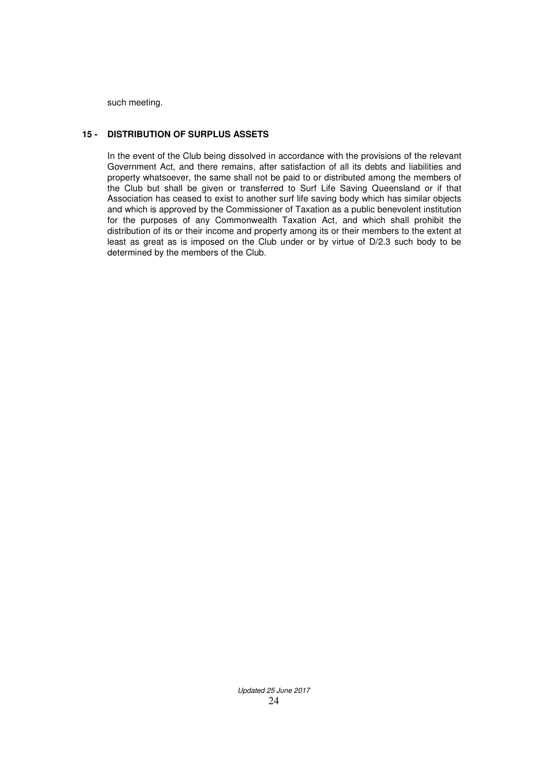such meeting.

## 15 - DISTRIBUTION OF SURPLUS ASSETS

In the event of the Club being dissolved in accordance with the provisions of the relevant Government Act, and there remains, after satisfaction of all its debts and liabilities and property whatsoever, the same shall not be paid to or distributed among the members of the Club but shall be given or transferred to Surf Life Saving Queensland or if that Association has ceased to exist to another surf life saving body which has similar objects and which is approved by the Commissioner of Taxation as a public benevolent institution for the purposes of any Commonwealth Taxation Act, and which shall prohibit the distribution of its or their income and property among its or their members to the extent at least as great as is imposed on the Club under or by virtue of D/2.3 such body to be determined by the members of the Club.